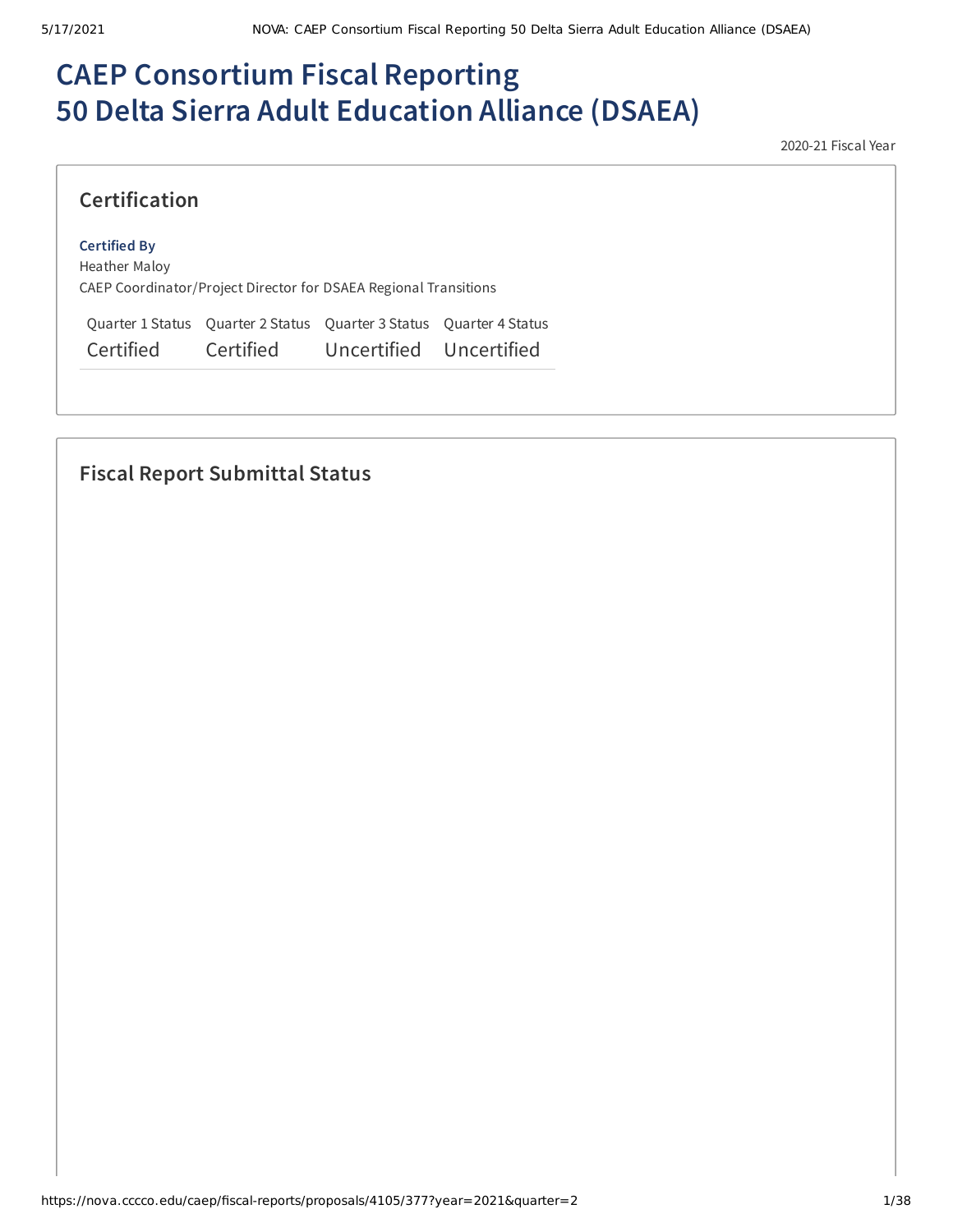# CAEP Consortium Fiscal Reporting
# 50 Delta Sierra Adult Education Alliance (DSAEA)

2020-21 Fiscal Year

## Certification

**Certified By**
Heather Maloy
CAEP Coordinator/Project Director for DSAEA Regional Transitions

| Quarter 1 Status | Quarter 2 Status | Quarter 3 Status | Quarter 4 Status |
|---|---|---|---|
| Certified | Certified | Uncertified | Uncertified |

## Fiscal Report Submittal Status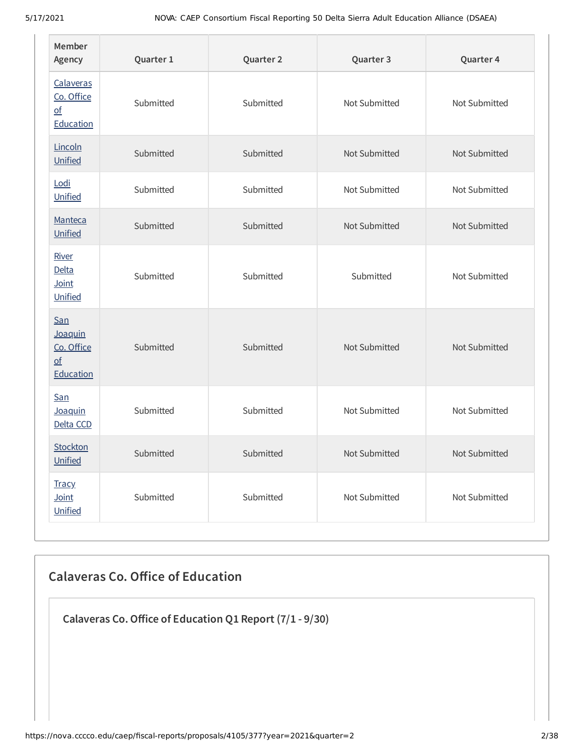| Member Agency | Quarter 1 | Quarter 2 | Quarter 3 | Quarter 4 |
|---|---|---|---|---|
| Calaveras Co. Office of Education | Submitted | Submitted | Not Submitted | Not Submitted |
| Lincoln Unified | Submitted | Submitted | Not Submitted | Not Submitted |
| Lodi Unified | Submitted | Submitted | Not Submitted | Not Submitted |
| Manteca Unified | Submitted | Submitted | Not Submitted | Not Submitted |
| River Delta Joint Unified | Submitted | Submitted | Submitted | Not Submitted |
| San Joaquin Co. Office of Education | Submitted | Submitted | Not Submitted | Not Submitted |
| San Joaquin Delta CCD | Submitted | Submitted | Not Submitted | Not Submitted |
| Stockton Unified | Submitted | Submitted | Not Submitted | Not Submitted |
| Tracy Joint Unified | Submitted | Submitted | Not Submitted | Not Submitted |

## Calaveras Co. Office of Education

### Calaveras Co. Office of Education Q1 Report (7/1 - 9/30)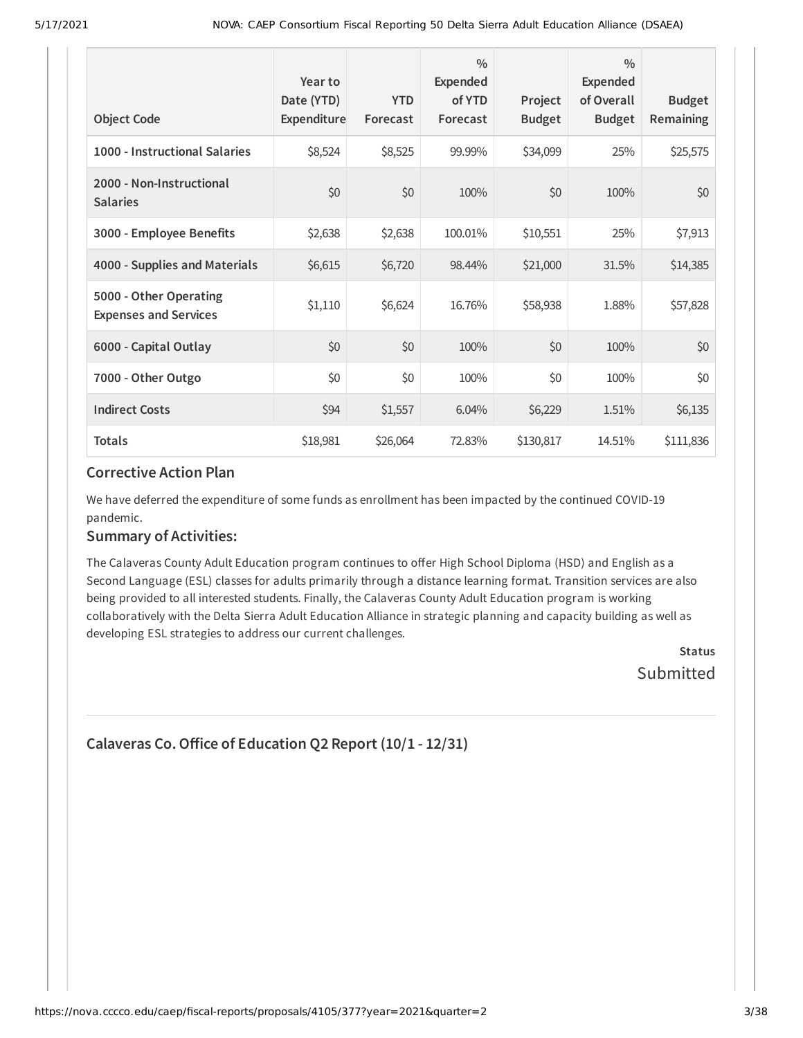| Object Code | Year to Date (YTD) Expenditure | YTD Forecast | % Expended of YTD Forecast | Project Budget | % Expended of Overall Budget | Budget Remaining |
|---|---|---|---|---|---|---|
| 1000 - Instructional Salaries | $8,524 | $8,525 | 99.99% | $34,099 | 25% | $25,575 |
| 2000 - Non-Instructional Salaries | $0 | $0 | 100% | $0 | 100% | $0 |
| 3000 - Employee Benefits | $2,638 | $2,638 | 100.01% | $10,551 | 25% | $7,913 |
| 4000 - Supplies and Materials | $6,615 | $6,720 | 98.44% | $21,000 | 31.5% | $14,385 |
| 5000 - Other Operating Expenses and Services | $1,110 | $6,624 | 16.76% | $58,938 | 1.88% | $57,828 |
| 6000 - Capital Outlay | $0 | $0 | 100% | $0 | 100% | $0 |
| 7000 - Other Outgo | $0 | $0 | 100% | $0 | 100% | $0 |
| Indirect Costs | $94 | $1,557 | 6.04% | $6,229 | 1.51% | $6,135 |
| Totals | $18,981 | $26,064 | 72.83% | $130,817 | 14.51% | $111,836 |

### Corrective Action Plan

We have deferred the expenditure of some funds as enrollment has been impacted by the continued COVID-19 pandemic.

### Summary of Activities:

The Calaveras County Adult Education program continues to offer High School Diploma (HSD) and English as a Second Language (ESL) classes for adults primarily through a distance learning format. Transition services are also being provided to all interested students. Finally, the Calaveras County Adult Education program is working collaboratively with the Delta Sierra Adult Education Alliance in strategic planning and capacity building as well as developing ESL strategies to address our current challenges.

**Status**

Submitted

---

## Calaveras Co. Office of Education Q2 Report (10/1 - 12/31)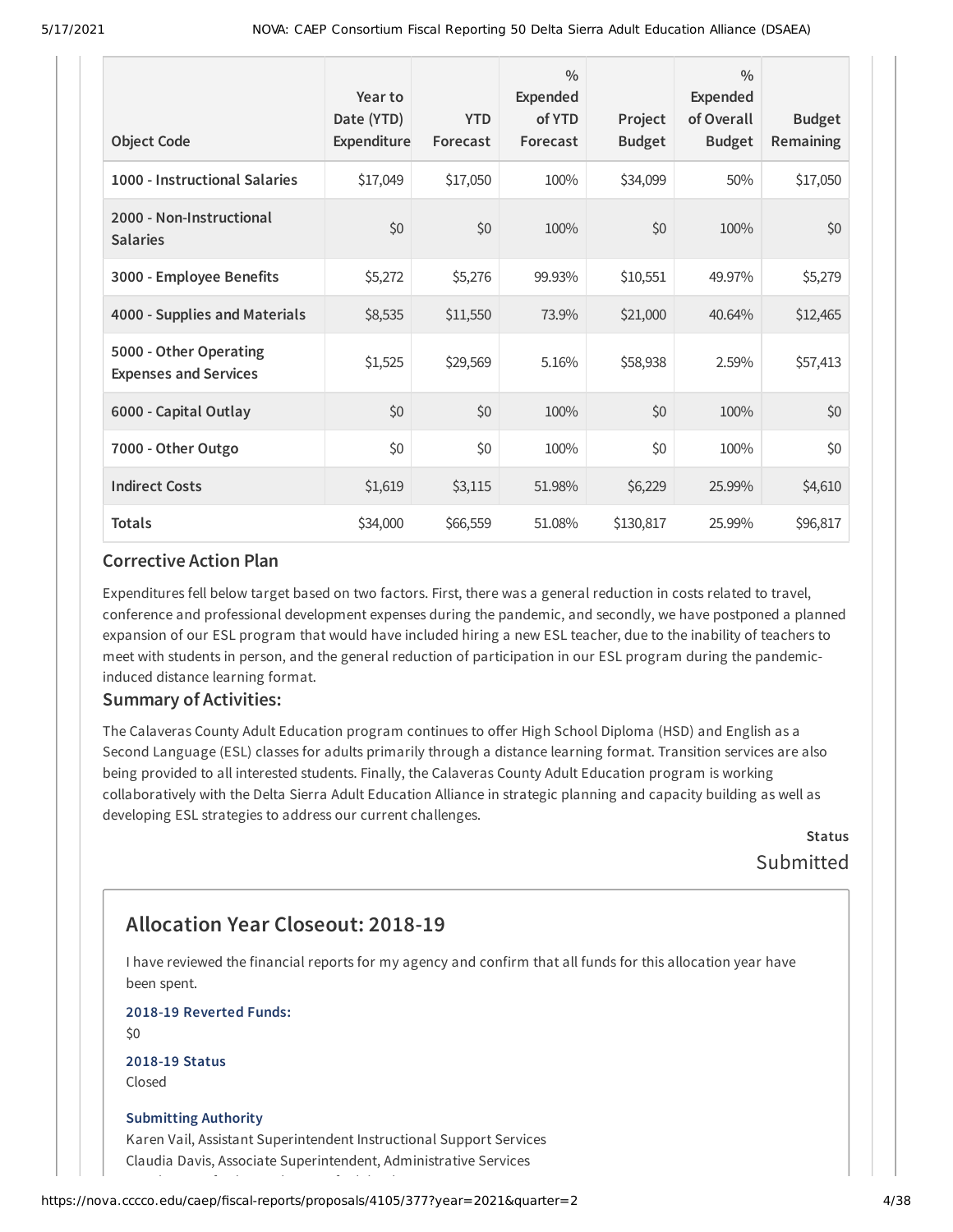| Object Code | Year to Date (YTD) Expenditure | YTD Forecast | % Expended of YTD Forecast | Project Budget | % Expended of Overall Budget | Budget Remaining |
|---|---|---|---|---|---|---|
| 1000 - Instructional Salaries | $17,049 | $17,050 | 100% | $34,099 | 50% | $17,050 |
| 2000 - Non-Instructional Salaries | $0 | $0 | 100% | $0 | 100% | $0 |
| 3000 - Employee Benefits | $5,272 | $5,276 | 99.93% | $10,551 | 49.97% | $5,279 |
| 4000 - Supplies and Materials | $8,535 | $11,550 | 73.9% | $21,000 | 40.64% | $12,465 |
| 5000 - Other Operating Expenses and Services | $1,525 | $29,569 | 5.16% | $58,938 | 2.59% | $57,413 |
| 6000 - Capital Outlay | $0 | $0 | 100% | $0 | 100% | $0 |
| 7000 - Other Outgo | $0 | $0 | 100% | $0 | 100% | $0 |
| Indirect Costs | $1,619 | $3,115 | 51.98% | $6,229 | 25.99% | $4,610 |
| Totals | $34,000 | $66,559 | 51.08% | $130,817 | 25.99% | $96,817 |

### Corrective Action Plan

Expenditures fell below target based on two factors. First, there was a general reduction in costs related to travel, conference and professional development expenses during the pandemic, and secondly, we have postponed a planned expansion of our ESL program that would have included hiring a new ESL teacher, due to the inability of teachers to meet with students in person, and the general reduction of participation in our ESL program during the pandemic-induced distance learning format.

### Summary of Activities:

The Calaveras County Adult Education program continues to offer High School Diploma (HSD) and English as a Second Language (ESL) classes for adults primarily through a distance learning format. Transition services are also being provided to all interested students. Finally, the Calaveras County Adult Education program is working collaboratively with the Delta Sierra Adult Education Alliance in strategic planning and capacity building as well as developing ESL strategies to address our current challenges.

**Status**

Submitted

## Allocation Year Closeout: 2018-19

I have reviewed the financial reports for my agency and confirm that all funds for this allocation year have been spent.

**2018-19 Reverted Funds:**

$0

**2018-19 Status**

Closed

**Submitting Authority**

Karen Vail, Assistant Superintendent Instructional Support Services

Claudia Davis, Associate Superintendent, Administrative Services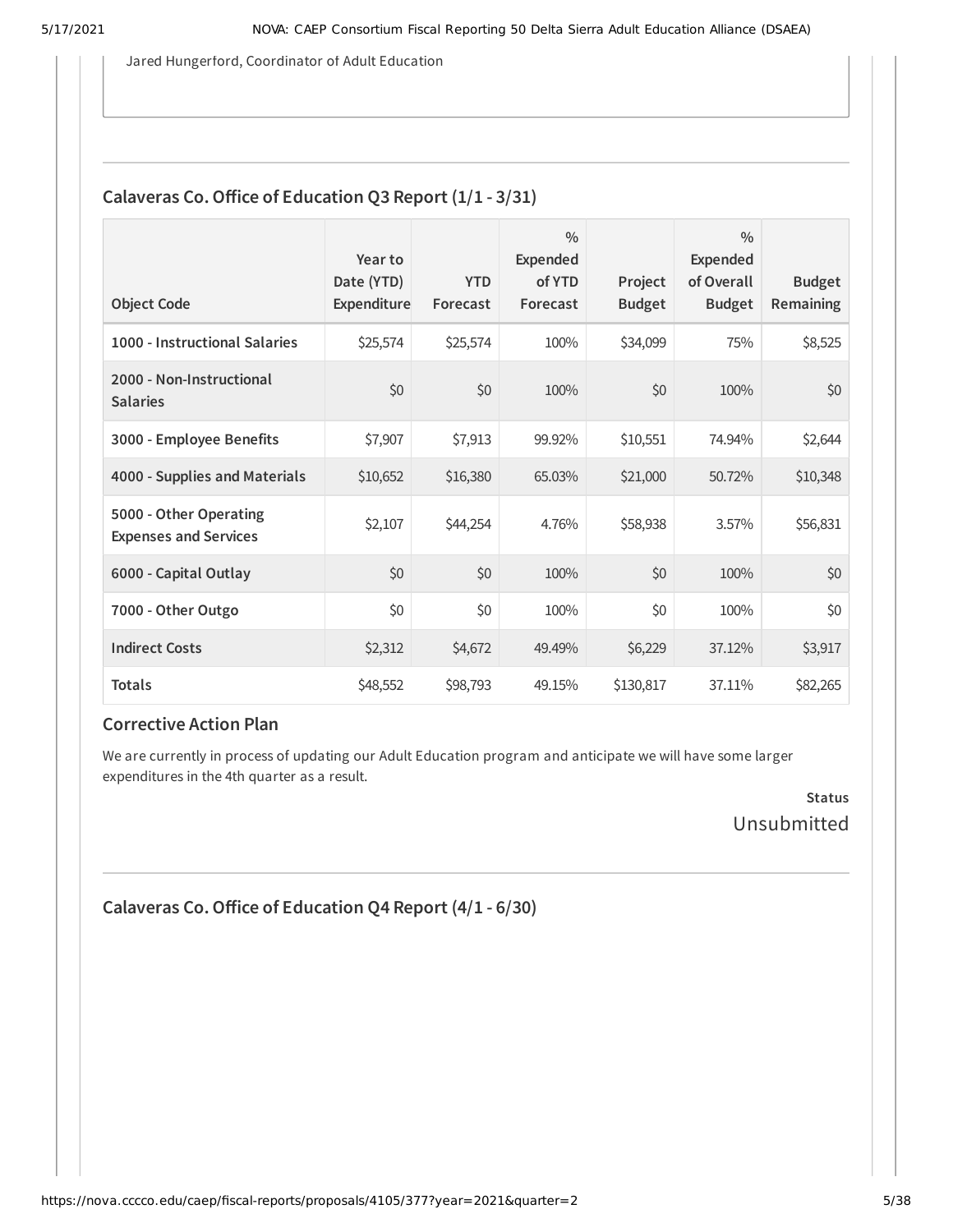Jared Hungerford, Coordinator of Adult Education

## Calaveras Co. Office of Education Q3 Report (1/1 - 3/31)

| Object Code | Year to Date (YTD) Expenditure | YTD Forecast | % Expended of YTD Forecast | Project Budget | % Expended of Overall Budget | Budget Remaining |
|---|---|---|---|---|---|---|
| **1000 - Instructional Salaries** | $25,574 | $25,574 | 100% | $34,099 | 75% | $8,525 |
| **2000 - Non-Instructional Salaries** | $0 | $0 | 100% | $0 | 100% | $0 |
| **3000 - Employee Benefits** | $7,907 | $7,913 | 99.92% | $10,551 | 74.94% | $2,644 |
| **4000 - Supplies and Materials** | $10,652 | $16,380 | 65.03% | $21,000 | 50.72% | $10,348 |
| **5000 - Other Operating Expenses and Services** | $2,107 | $44,254 | 4.76% | $58,938 | 3.57% | $56,831 |
| **6000 - Capital Outlay** | $0 | $0 | 100% | $0 | 100% | $0 |
| **7000 - Other Outgo** | $0 | $0 | 100% | $0 | 100% | $0 |
| **Indirect Costs** | $2,312 | $4,672 | 49.49% | $6,229 | 37.12% | $3,917 |
| **Totals** | $48,552 | $98,793 | 49.15% | $130,817 | 37.11% | $82,265 |

### Corrective Action Plan

We are currently in process of updating our Adult Education program and anticipate we will have some larger expenditures in the 4th quarter as a result.

**Status**
Unsubmitted

## Calaveras Co. Office of Education Q4 Report (4/1 - 6/30)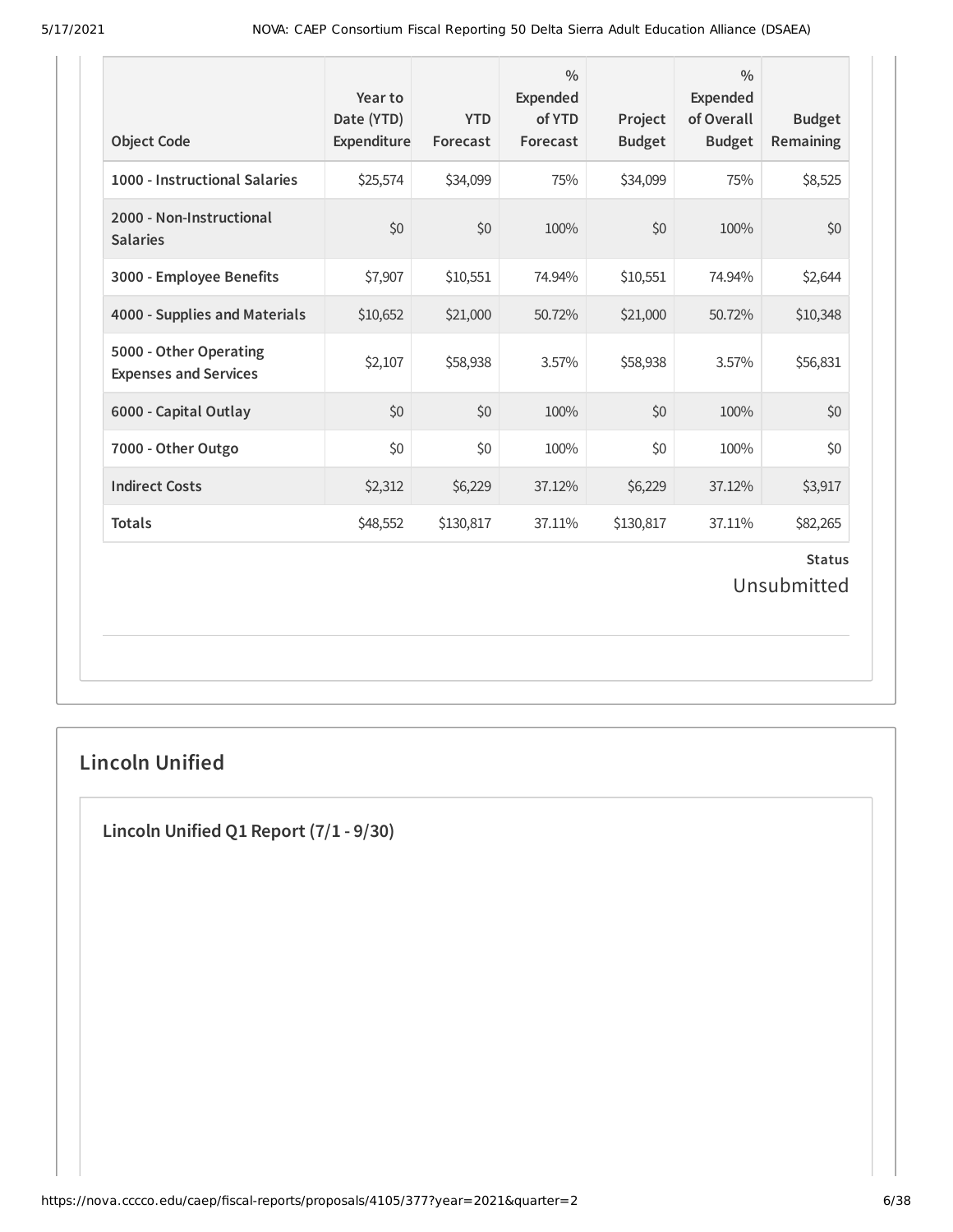| Object Code | Year to Date (YTD) Expenditure | YTD Forecast | % Expended of YTD Forecast | Project Budget | % Expended of Overall Budget | Budget Remaining |
|---|---|---|---|---|---|---|
| 1000 - Instructional Salaries | $25,574 | $34,099 | 75% | $34,099 | 75% | $8,525 |
| 2000 - Non-Instructional Salaries | $0 | $0 | 100% | $0 | 100% | $0 |
| 3000 - Employee Benefits | $7,907 | $10,551 | 74.94% | $10,551 | 74.94% | $2,644 |
| 4000 - Supplies and Materials | $10,652 | $21,000 | 50.72% | $21,000 | 50.72% | $10,348 |
| 5000 - Other Operating Expenses and Services | $2,107 | $58,938 | 3.57% | $58,938 | 3.57% | $56,831 |
| 6000 - Capital Outlay | $0 | $0 | 100% | $0 | 100% | $0 |
| 7000 - Other Outgo | $0 | $0 | 100% | $0 | 100% | $0 |
| Indirect Costs | $2,312 | $6,229 | 37.12% | $6,229 | 37.12% | $3,917 |
| Totals | $48,552 | $130,817 | 37.11% | $130,817 | 37.11% | $82,265 |

**Status**

Unsubmitted

## Lincoln Unified

### Lincoln Unified Q1 Report (7/1 - 9/30)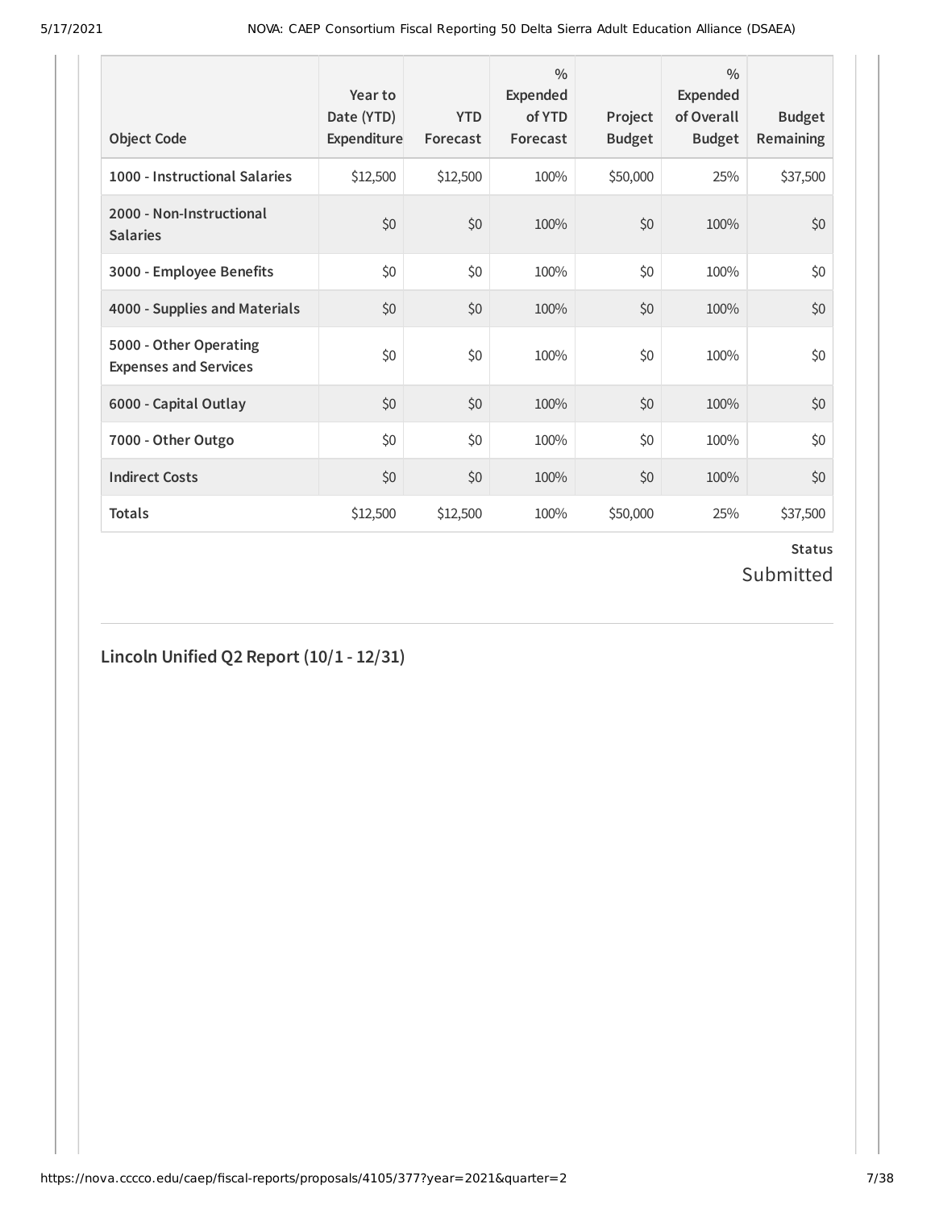| Object Code | Year to Date (YTD) Expenditure | YTD Forecast | % Expended of YTD Forecast | Project Budget | % Expended of Overall Budget | Budget Remaining |
|---|---|---|---|---|---|---|
| **1000 - Instructional Salaries** | $12,500 | $12,500 | 100% | $50,000 | 25% | $37,500 |
| **2000 - Non-Instructional Salaries** | $0 | $0 | 100% | $0 | 100% | $0 |
| **3000 - Employee Benefits** | $0 | $0 | 100% | $0 | 100% | $0 |
| **4000 - Supplies and Materials** | $0 | $0 | 100% | $0 | 100% | $0 |
| **5000 - Other Operating Expenses and Services** | $0 | $0 | 100% | $0 | 100% | $0 |
| **6000 - Capital Outlay** | $0 | $0 | 100% | $0 | 100% | $0 |
| **7000 - Other Outgo** | $0 | $0 | 100% | $0 | 100% | $0 |
| **Indirect Costs** | $0 | $0 | 100% | $0 | 100% | $0 |
| **Totals** | $12,500 | $12,500 | 100% | $50,000 | 25% | $37,500 |

**Status**

Submitted

## Lincoln Unified Q2 Report (10/1 - 12/31)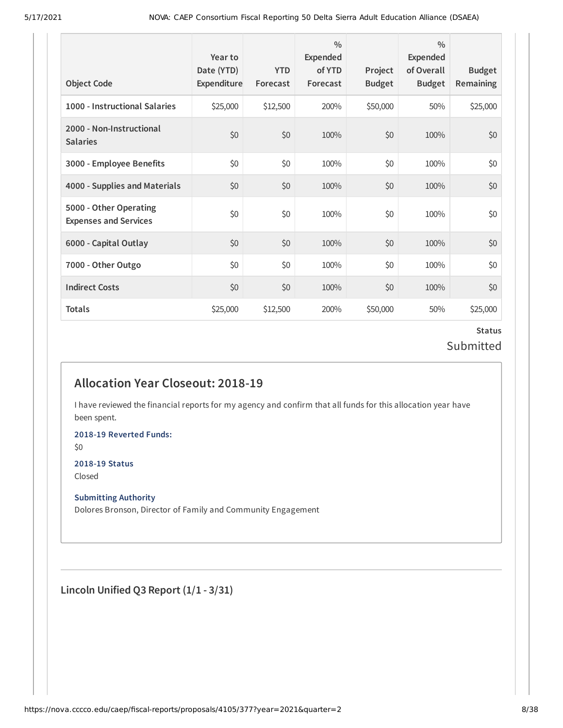| Object Code | Year to Date (YTD) Expenditure | YTD Forecast | % Expended of YTD Forecast | Project Budget | % Expended of Overall Budget | Budget Remaining |
|---|---|---|---|---|---|---|
| 1000 - Instructional Salaries | $25,000 | $12,500 | 200% | $50,000 | 50% | $25,000 |
| 2000 - Non-Instructional Salaries | $0 | $0 | 100% | $0 | 100% | $0 |
| 3000 - Employee Benefits | $0 | $0 | 100% | $0 | 100% | $0 |
| 4000 - Supplies and Materials | $0 | $0 | 100% | $0 | 100% | $0 |
| 5000 - Other Operating Expenses and Services | $0 | $0 | 100% | $0 | 100% | $0 |
| 6000 - Capital Outlay | $0 | $0 | 100% | $0 | 100% | $0 |
| 7000 - Other Outgo | $0 | $0 | 100% | $0 | 100% | $0 |
| Indirect Costs | $0 | $0 | 100% | $0 | 100% | $0 |
| Totals | $25,000 | $12,500 | 200% | $50,000 | 50% | $25,000 |

**Status**

Submitted

## Allocation Year Closeout: 2018-19

I have reviewed the financial reports for my agency and confirm that all funds for this allocation year have been spent.

**2018-19 Reverted Funds:**

$0

**2018-19 Status**

Closed

**Submitting Authority**

Dolores Bronson, Director of Family and Community Engagement

## Lincoln Unified Q3 Report (1/1 - 3/31)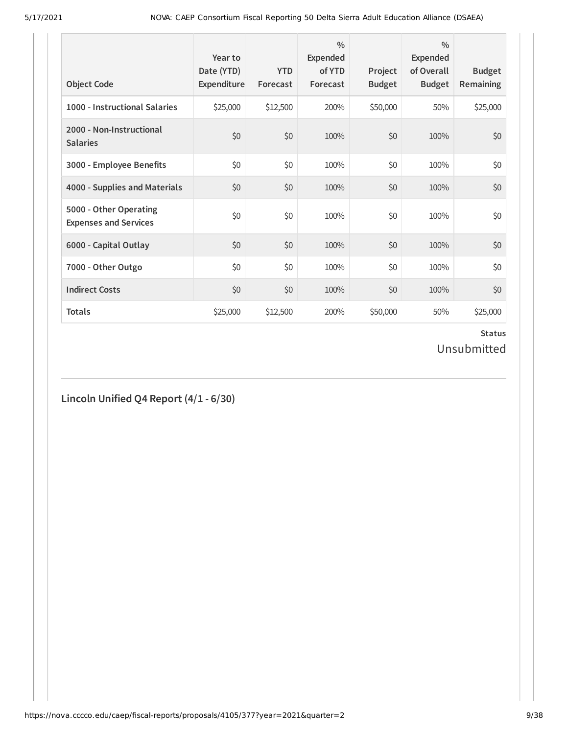| Object Code | Year to Date (YTD) Expenditure | YTD Forecast | % Expended of YTD Forecast | Project Budget | % Expended of Overall Budget | Budget Remaining |
|---|---|---|---|---|---|---|
| 1000 - Instructional Salaries | $25,000 | $12,500 | 200% | $50,000 | 50% | $25,000 |
| 2000 - Non-Instructional Salaries | $0 | $0 | 100% | $0 | 100% | $0 |
| 3000 - Employee Benefits | $0 | $0 | 100% | $0 | 100% | $0 |
| 4000 - Supplies and Materials | $0 | $0 | 100% | $0 | 100% | $0 |
| 5000 - Other Operating Expenses and Services | $0 | $0 | 100% | $0 | 100% | $0 |
| 6000 - Capital Outlay | $0 | $0 | 100% | $0 | 100% | $0 |
| 7000 - Other Outgo | $0 | $0 | 100% | $0 | 100% | $0 |
| Indirect Costs | $0 | $0 | 100% | $0 | 100% | $0 |
| Totals | $25,000 | $12,500 | 200% | $50,000 | 50% | $25,000 |

**Status**

Unsubmitted

## Lincoln Unified Q4 Report (4/1 - 6/30)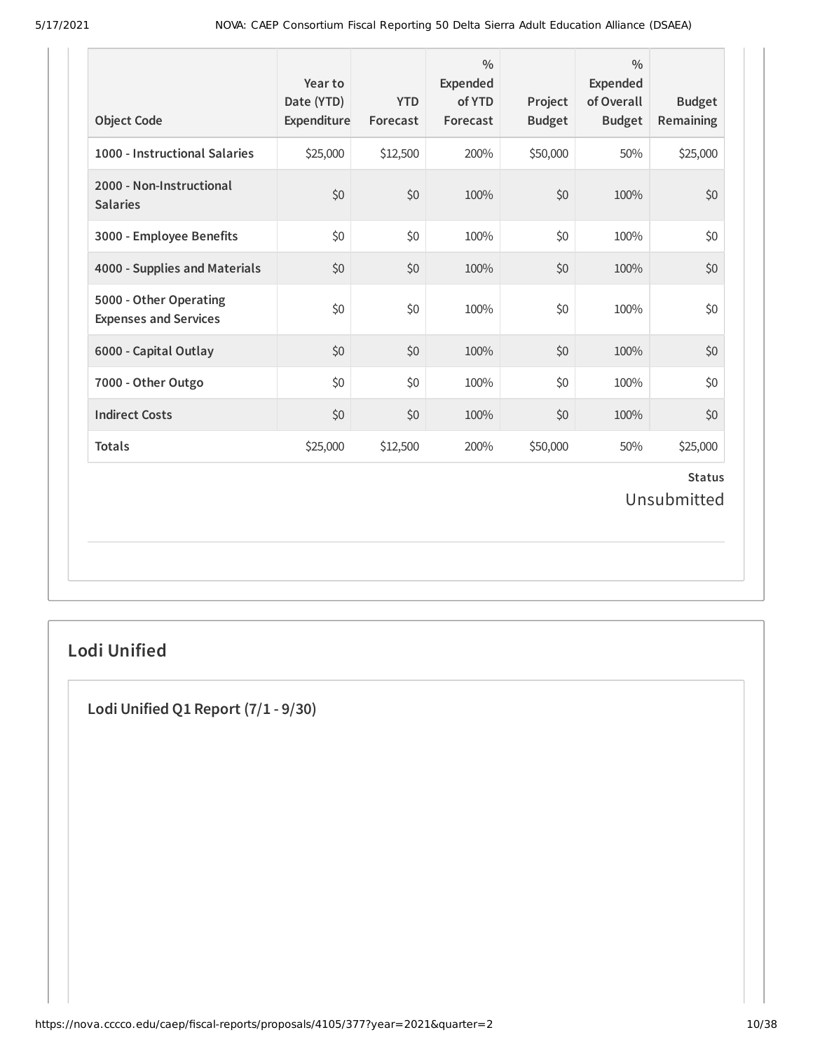| Object Code | Year to Date (YTD) Expenditure | YTD Forecast | % Expended of YTD Forecast | Project Budget | % Expended of Overall Budget | Budget Remaining |
|---|---|---|---|---|---|---|
| 1000 - Instructional Salaries | $25,000 | $12,500 | 200% | $50,000 | 50% | $25,000 |
| 2000 - Non-Instructional Salaries | $0 | $0 | 100% | $0 | 100% | $0 |
| 3000 - Employee Benefits | $0 | $0 | 100% | $0 | 100% | $0 |
| 4000 - Supplies and Materials | $0 | $0 | 100% | $0 | 100% | $0 |
| 5000 - Other Operating Expenses and Services | $0 | $0 | 100% | $0 | 100% | $0 |
| 6000 - Capital Outlay | $0 | $0 | 100% | $0 | 100% | $0 |
| 7000 - Other Outgo | $0 | $0 | 100% | $0 | 100% | $0 |
| Indirect Costs | $0 | $0 | 100% | $0 | 100% | $0 |
| Totals | $25,000 | $12,500 | 200% | $50,000 | 50% | $25,000 |

**Status**

Unsubmitted

## Lodi Unified

### Lodi Unified Q1 Report (7/1 - 9/30)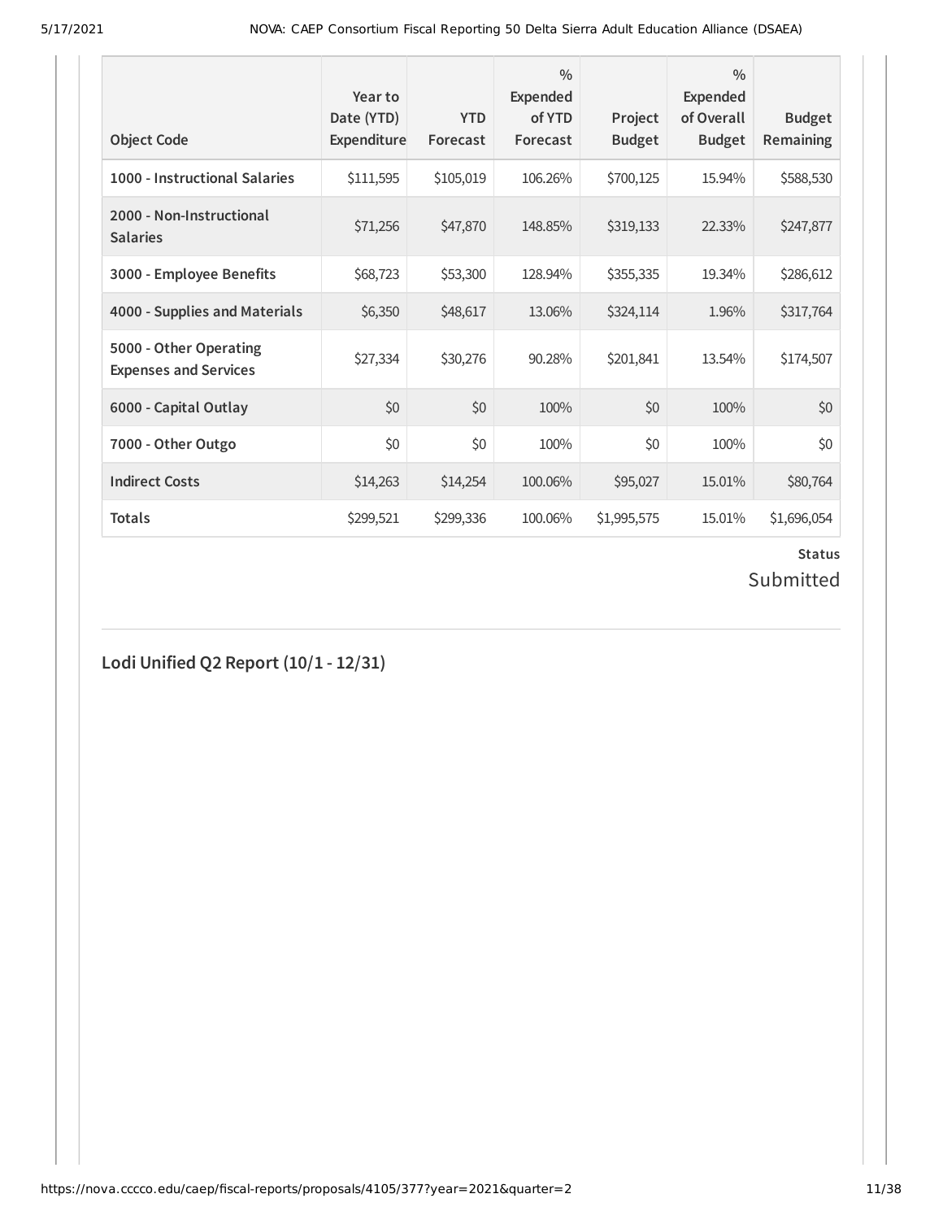| Object Code | Year to Date (YTD) Expenditure | YTD Forecast | % Expended of YTD Forecast | Project Budget | % Expended of Overall Budget | Budget Remaining |
|---|---|---|---|---|---|---|
| **1000 - Instructional Salaries** | $111,595 | $105,019 | 106.26% | $700,125 | 15.94% | $588,530 |
| **2000 - Non-Instructional Salaries** | $71,256 | $47,870 | 148.85% | $319,133 | 22.33% | $247,877 |
| **3000 - Employee Benefits** | $68,723 | $53,300 | 128.94% | $355,335 | 19.34% | $286,612 |
| **4000 - Supplies and Materials** | $6,350 | $48,617 | 13.06% | $324,114 | 1.96% | $317,764 |
| **5000 - Other Operating Expenses and Services** | $27,334 | $30,276 | 90.28% | $201,841 | 13.54% | $174,507 |
| **6000 - Capital Outlay** | $0 | $0 | 100% | $0 | 100% | $0 |
| **7000 - Other Outgo** | $0 | $0 | 100% | $0 | 100% | $0 |
| **Indirect Costs** | $14,263 | $14,254 | 100.06% | $95,027 | 15.01% | $80,764 |
| **Totals** | $299,521 | $299,336 | 100.06% | $1,995,575 | 15.01% | $1,696,054 |

**Status**

Submitted

## Lodi Unified Q2 Report (10/1 - 12/31)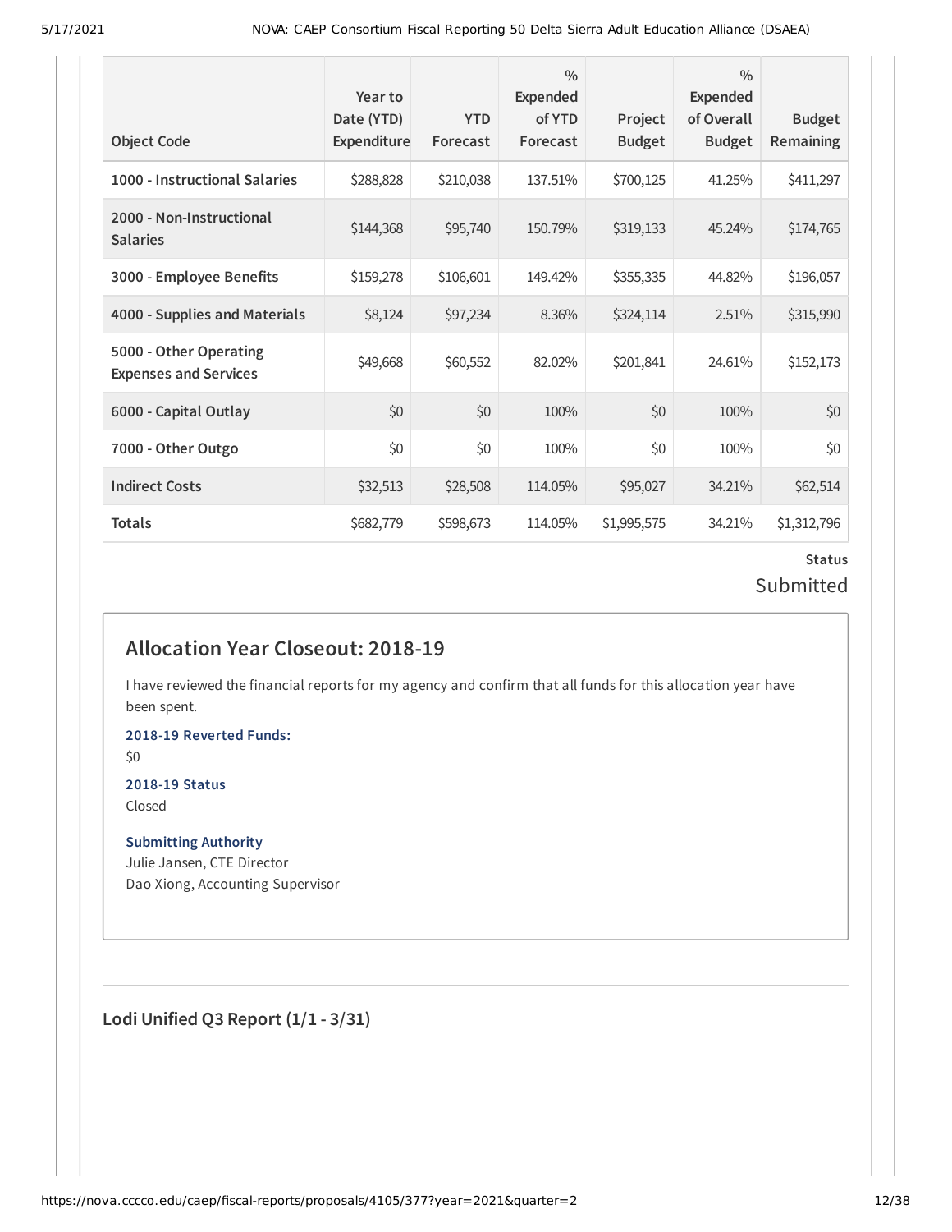| Object Code | Year to Date (YTD) Expenditure | YTD Forecast | % Expended of YTD Forecast | Project Budget | % Expended of Overall Budget | Budget Remaining |
|---|---|---|---|---|---|---|
| 1000 - Instructional Salaries | $288,828 | $210,038 | 137.51% | $700,125 | 41.25% | $411,297 |
| 2000 - Non-Instructional Salaries | $144,368 | $95,740 | 150.79% | $319,133 | 45.24% | $174,765 |
| 3000 - Employee Benefits | $159,278 | $106,601 | 149.42% | $355,335 | 44.82% | $196,057 |
| 4000 - Supplies and Materials | $8,124 | $97,234 | 8.36% | $324,114 | 2.51% | $315,990 |
| 5000 - Other Operating Expenses and Services | $49,668 | $60,552 | 82.02% | $201,841 | 24.61% | $152,173 |
| 6000 - Capital Outlay | $0 | $0 | 100% | $0 | 100% | $0 |
| 7000 - Other Outgo | $0 | $0 | 100% | $0 | 100% | $0 |
| Indirect Costs | $32,513 | $28,508 | 114.05% | $95,027 | 34.21% | $62,514 |
| Totals | $682,779 | $598,673 | 114.05% | $1,995,575 | 34.21% | $1,312,796 |

**Status**

Submitted

## Allocation Year Closeout: 2018-19

I have reviewed the financial reports for my agency and confirm that all funds for this allocation year have been spent.

**2018-19 Reverted Funds:**

$0

**2018-19 Status**

Closed

**Submitting Authority**

Julie Jansen, CTE Director

Dao Xiong, Accounting Supervisor

## Lodi Unified Q3 Report (1/1 - 3/31)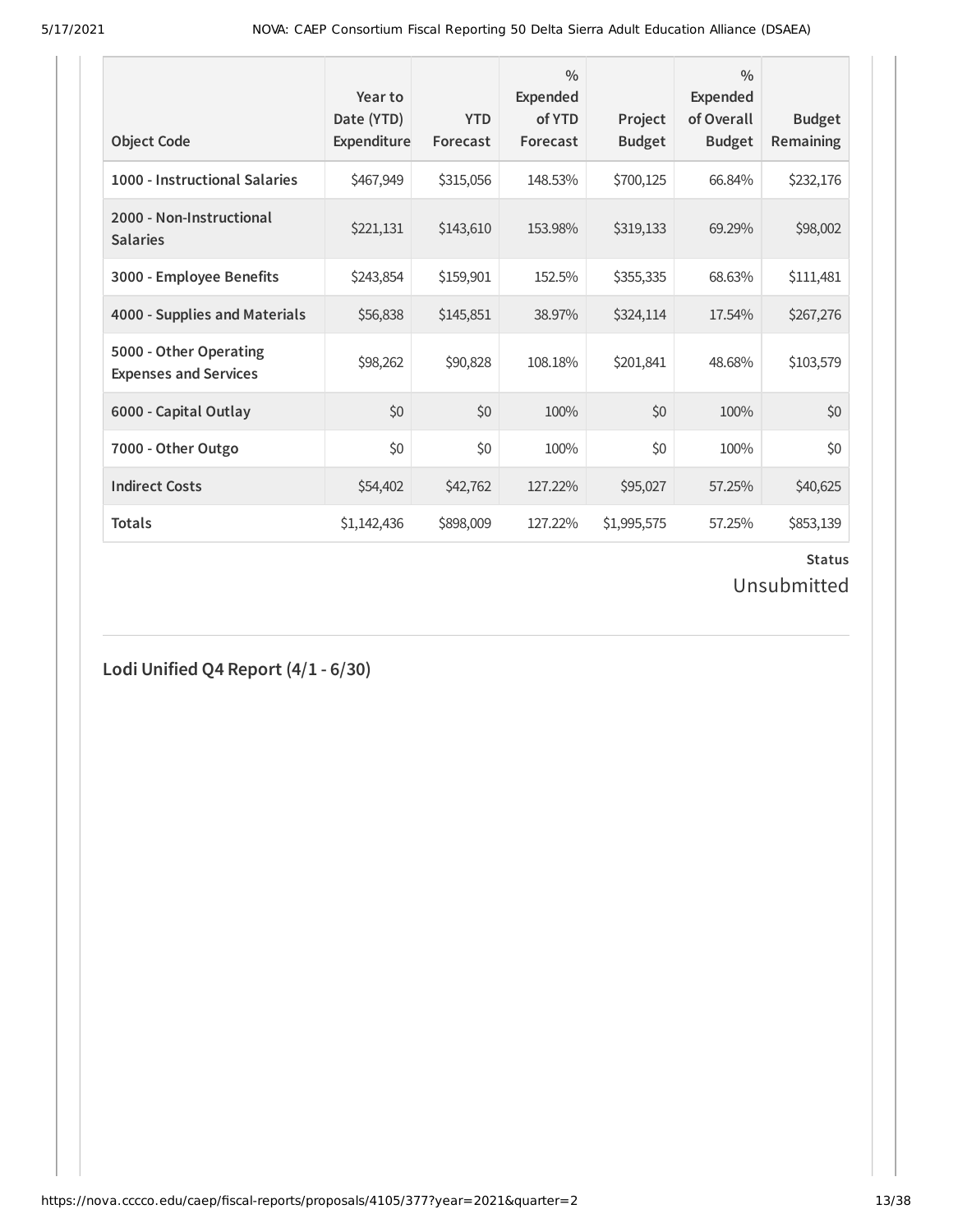| Object Code | Year to Date (YTD) Expenditure | YTD Forecast | % Expended of YTD Forecast | Project Budget | % Expended of Overall Budget | Budget Remaining |
|---|---|---|---|---|---|---|
| **1000 - Instructional Salaries** | $467,949 | $315,056 | 148.53% | $700,125 | 66.84% | $232,176 |
| **2000 - Non-Instructional Salaries** | $221,131 | $143,610 | 153.98% | $319,133 | 69.29% | $98,002 |
| **3000 - Employee Benefits** | $243,854 | $159,901 | 152.5% | $355,335 | 68.63% | $111,481 |
| **4000 - Supplies and Materials** | $56,838 | $145,851 | 38.97% | $324,114 | 17.54% | $267,276 |
| **5000 - Other Operating Expenses and Services** | $98,262 | $90,828 | 108.18% | $201,841 | 48.68% | $103,579 |
| **6000 - Capital Outlay** | $0 | $0 | 100% | $0 | 100% | $0 |
| **7000 - Other Outgo** | $0 | $0 | 100% | $0 | 100% | $0 |
| **Indirect Costs** | $54,402 | $42,762 | 127.22% | $95,027 | 57.25% | $40,625 |
| **Totals** | $1,142,436 | $898,009 | 127.22% | $1,995,575 | 57.25% | $853,139 |

**Status**

Unsubmitted

## Lodi Unified Q4 Report (4/1 - 6/30)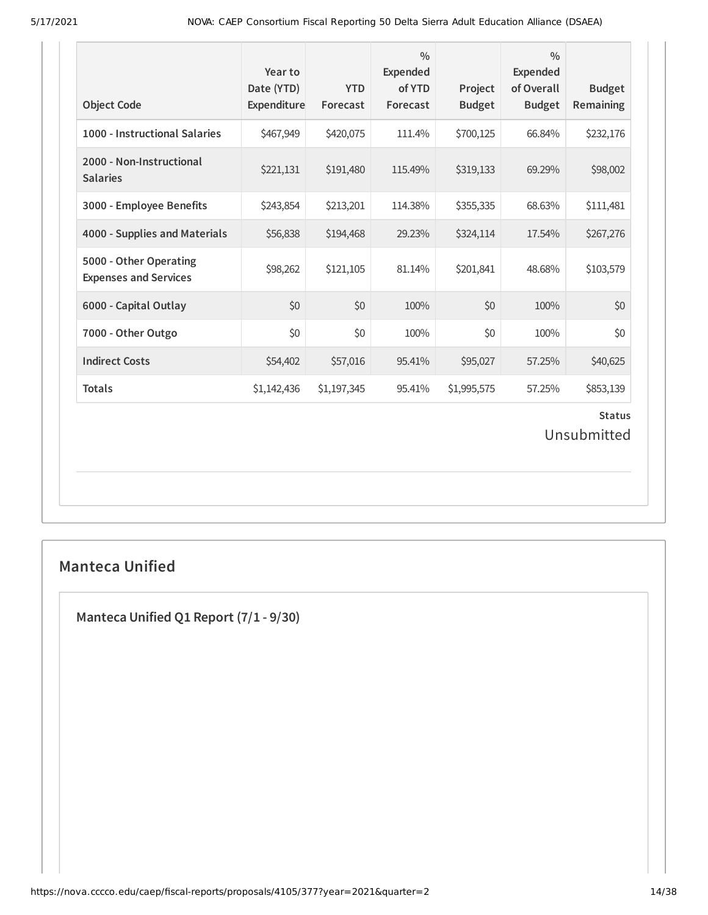| Object Code | Year to Date (YTD) Expenditure | YTD Forecast | % Expended of YTD Forecast | Project Budget | % Expended of Overall Budget | Budget Remaining |
|---|---|---|---|---|---|---|
| 1000 - Instructional Salaries | $467,949 | $420,075 | 111.4% | $700,125 | 66.84% | $232,176 |
| 2000 - Non-Instructional Salaries | $221,131 | $191,480 | 115.49% | $319,133 | 69.29% | $98,002 |
| 3000 - Employee Benefits | $243,854 | $213,201 | 114.38% | $355,335 | 68.63% | $111,481 |
| 4000 - Supplies and Materials | $56,838 | $194,468 | 29.23% | $324,114 | 17.54% | $267,276 |
| 5000 - Other Operating Expenses and Services | $98,262 | $121,105 | 81.14% | $201,841 | 48.68% | $103,579 |
| 6000 - Capital Outlay | $0 | $0 | 100% | $0 | 100% | $0 |
| 7000 - Other Outgo | $0 | $0 | 100% | $0 | 100% | $0 |
| Indirect Costs | $54,402 | $57,016 | 95.41% | $95,027 | 57.25% | $40,625 |
| Totals | $1,142,436 | $1,197,345 | 95.41% | $1,995,575 | 57.25% | $853,139 |

**Status**

Unsubmitted

## Manteca Unified

### Manteca Unified Q1 Report (7/1 - 9/30)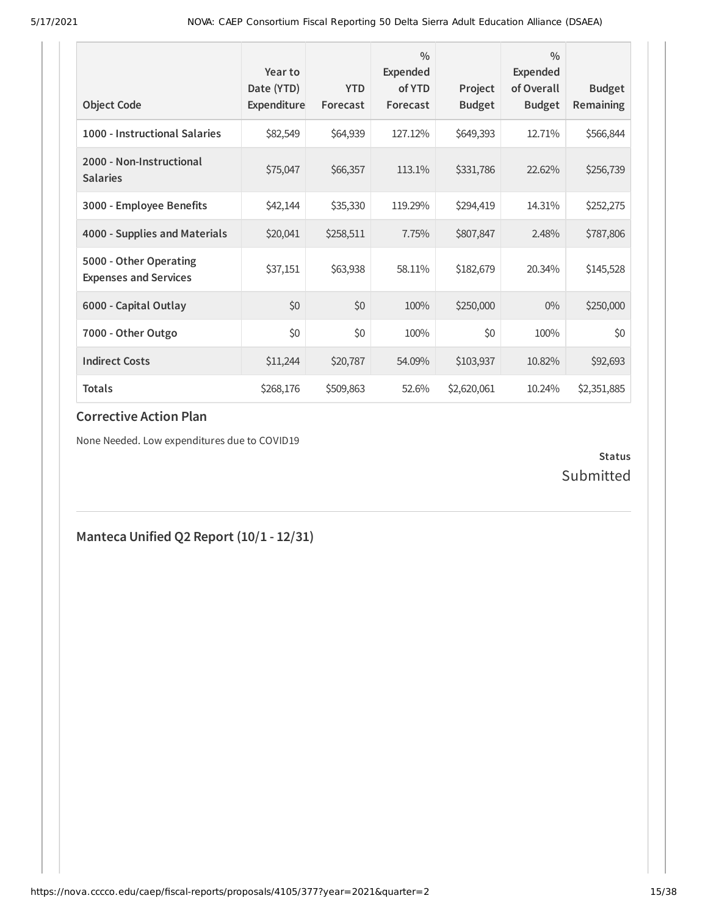| Object Code | Year to Date (YTD) Expenditure | YTD Forecast | % Expended of YTD Forecast | Project Budget | % Expended of Overall Budget | Budget Remaining |
|---|---|---|---|---|---|---|
| 1000 - Instructional Salaries | $82,549 | $64,939 | 127.12% | $649,393 | 12.71% | $566,844 |
| 2000 - Non-Instructional Salaries | $75,047 | $66,357 | 113.1% | $331,786 | 22.62% | $256,739 |
| 3000 - Employee Benefits | $42,144 | $35,330 | 119.29% | $294,419 | 14.31% | $252,275 |
| 4000 - Supplies and Materials | $20,041 | $258,511 | 7.75% | $807,847 | 2.48% | $787,806 |
| 5000 - Other Operating Expenses and Services | $37,151 | $63,938 | 58.11% | $182,679 | 20.34% | $145,528 |
| 6000 - Capital Outlay | $0 | $0 | 100% | $250,000 | 0% | $250,000 |
| 7000 - Other Outgo | $0 | $0 | 100% | $0 | 100% | $0 |
| Indirect Costs | $11,244 | $20,787 | 54.09% | $103,937 | 10.82% | $92,693 |
| Totals | $268,176 | $509,863 | 52.6% | $2,620,061 | 10.24% | $2,351,885 |

## Corrective Action Plan

None Needed. Low expenditures due to COVID19

**Status**
Submitted

## Manteca Unified Q2 Report (10/1 - 12/31)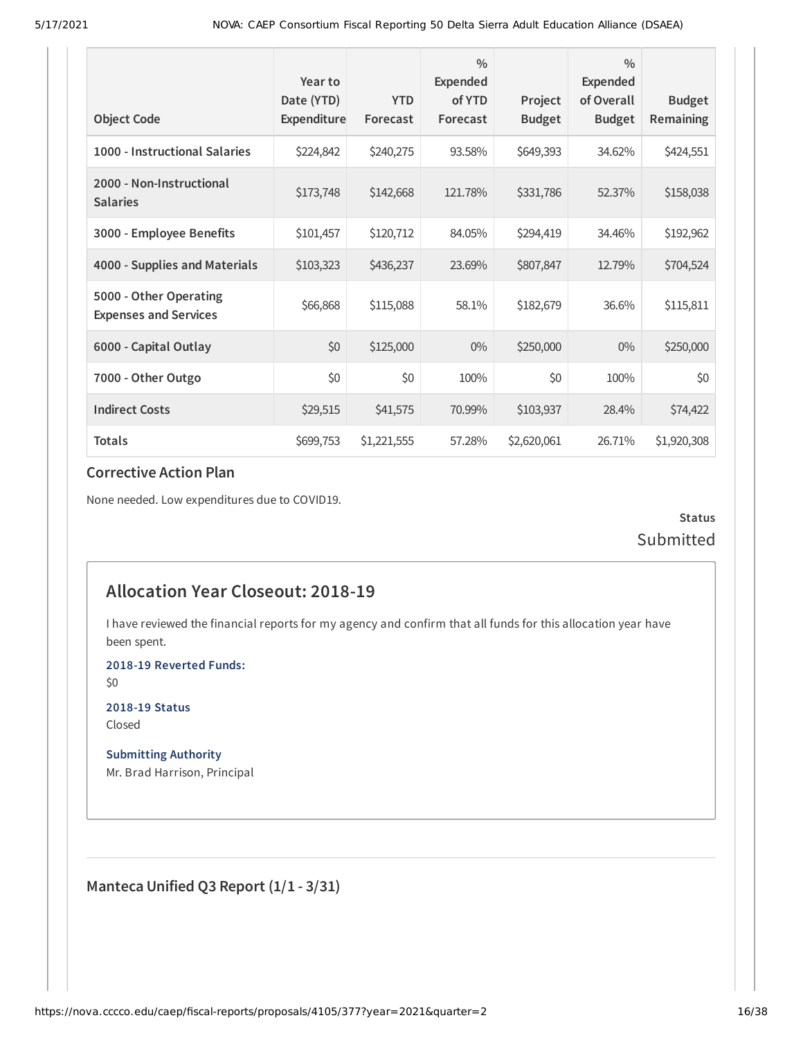| Object Code | Year to Date (YTD) Expenditure | YTD Forecast | % Expended of YTD Forecast | Project Budget | % Expended of Overall Budget | Budget Remaining |
|---|---|---|---|---|---|---|
| 1000 - Instructional Salaries | $224,842 | $240,275 | 93.58% | $649,393 | 34.62% | $424,551 |
| 2000 - Non-Instructional Salaries | $173,748 | $142,668 | 121.78% | $331,786 | 52.37% | $158,038 |
| 3000 - Employee Benefits | $101,457 | $120,712 | 84.05% | $294,419 | 34.46% | $192,962 |
| 4000 - Supplies and Materials | $103,323 | $436,237 | 23.69% | $807,847 | 12.79% | $704,524 |
| 5000 - Other Operating Expenses and Services | $66,868 | $115,088 | 58.1% | $182,679 | 36.6% | $115,811 |
| 6000 - Capital Outlay | $0 | $125,000 | 0% | $250,000 | 0% | $250,000 |
| 7000 - Other Outgo | $0 | $0 | 100% | $0 | 100% | $0 |
| Indirect Costs | $29,515 | $41,575 | 70.99% | $103,937 | 28.4% | $74,422 |
| Totals | $699,753 | $1,221,555 | 57.28% | $2,620,061 | 26.71% | $1,920,308 |

### Corrective Action Plan

None needed. Low expenditures due to COVID19.

**Status**
Submitted

## Allocation Year Closeout: 2018-19

I have reviewed the financial reports for my agency and confirm that all funds for this allocation year have been spent.

**2018-19 Reverted Funds:**
$0

**2018-19 Status**
Closed

**Submitting Authority**
Mr. Brad Harrison, Principal

### Manteca Unified Q3 Report (1/1 - 3/31)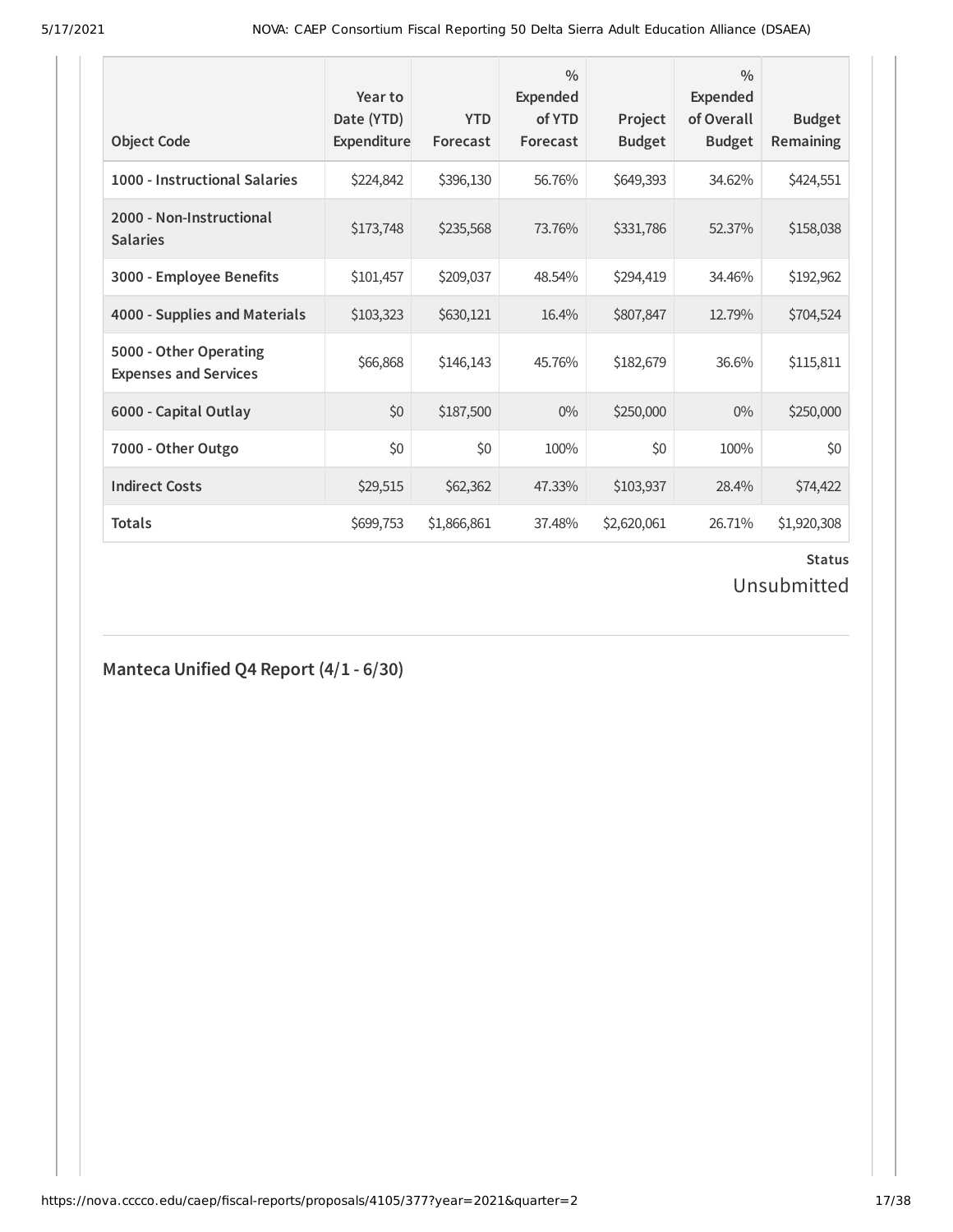| Object Code | Year to Date (YTD) Expenditure | YTD Forecast | % Expended of YTD Forecast | Project Budget | % Expended of Overall Budget | Budget Remaining |
|---|---|---|---|---|---|---|
| **1000 - Instructional Salaries** | $224,842 | $396,130 | 56.76% | $649,393 | 34.62% | $424,551 |
| **2000 - Non-Instructional Salaries** | $173,748 | $235,568 | 73.76% | $331,786 | 52.37% | $158,038 |
| **3000 - Employee Benefits** | $101,457 | $209,037 | 48.54% | $294,419 | 34.46% | $192,962 |
| **4000 - Supplies and Materials** | $103,323 | $630,121 | 16.4% | $807,847 | 12.79% | $704,524 |
| **5000 - Other Operating Expenses and Services** | $66,868 | $146,143 | 45.76% | $182,679 | 36.6% | $115,811 |
| **6000 - Capital Outlay** | $0 | $187,500 | 0% | $250,000 | 0% | $250,000 |
| **7000 - Other Outgo** | $0 | $0 | 100% | $0 | 100% | $0 |
| **Indirect Costs** | $29,515 | $62,362 | 47.33% | $103,937 | 28.4% | $74,422 |
| **Totals** | $699,753 | $1,866,861 | 37.48% | $2,620,061 | 26.71% | $1,920,308 |

**Status**

Unsubmitted

## Manteca Unified Q4 Report (4/1 - 6/30)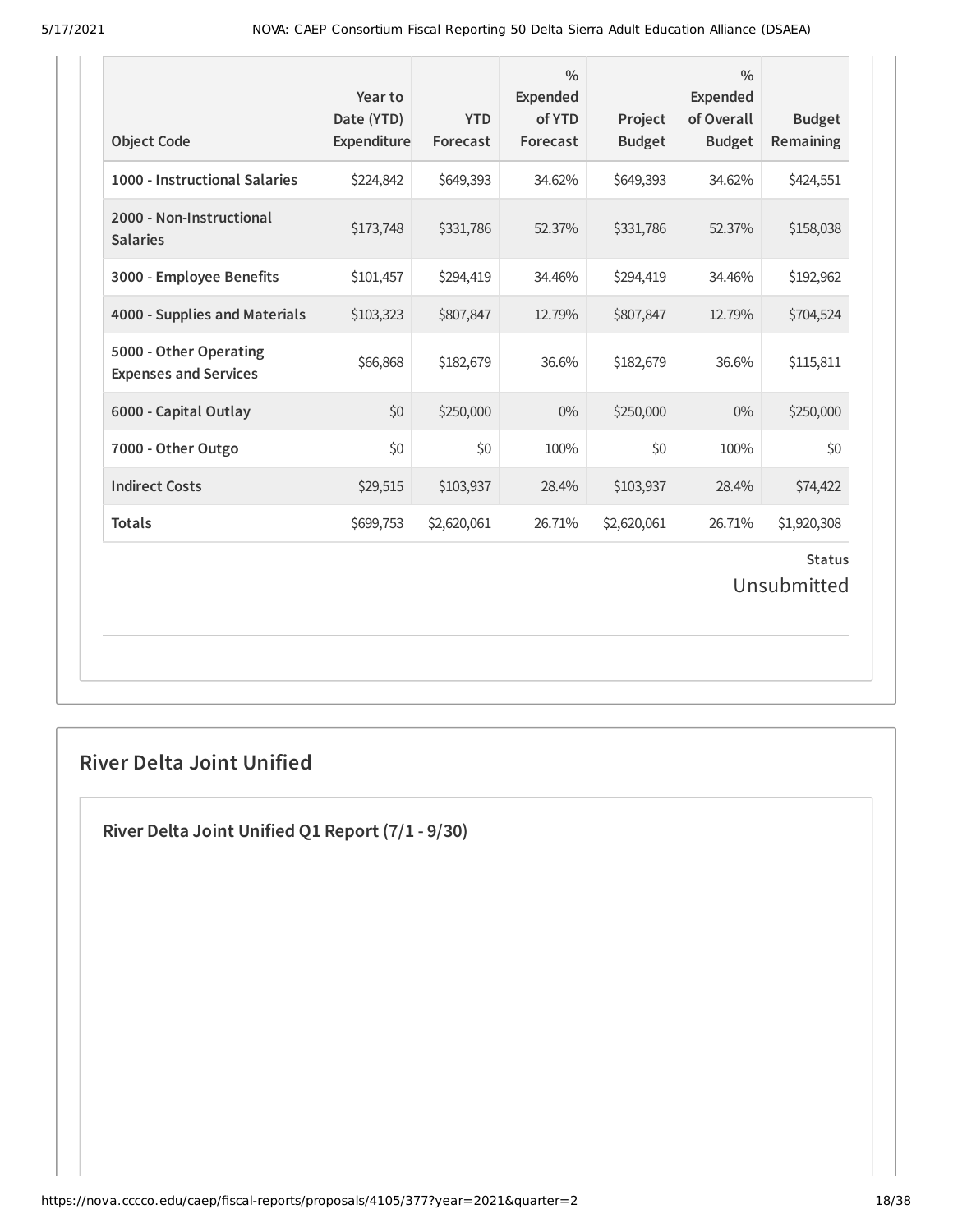| Object Code | Year to Date (YTD) Expenditure | YTD Forecast | % Expended of YTD Forecast | Project Budget | % Expended of Overall Budget | Budget Remaining |
|---|---|---|---|---|---|---|
| **1000 - Instructional Salaries** | $224,842 | $649,393 | 34.62% | $649,393 | 34.62% | $424,551 |
| **2000 - Non-Instructional Salaries** | $173,748 | $331,786 | 52.37% | $331,786 | 52.37% | $158,038 |
| **3000 - Employee Benefits** | $101,457 | $294,419 | 34.46% | $294,419 | 34.46% | $192,962 |
| **4000 - Supplies and Materials** | $103,323 | $807,847 | 12.79% | $807,847 | 12.79% | $704,524 |
| **5000 - Other Operating Expenses and Services** | $66,868 | $182,679 | 36.6% | $182,679 | 36.6% | $115,811 |
| **6000 - Capital Outlay** | $0 | $250,000 | 0% | $250,000 | 0% | $250,000 |
| **7000 - Other Outgo** | $0 | $0 | 100% | $0 | 100% | $0 |
| **Indirect Costs** | $29,515 | $103,937 | 28.4% | $103,937 | 28.4% | $74,422 |
| **Totals** | $699,753 | $2,620,061 | 26.71% | $2,620,061 | 26.71% | $1,920,308 |

**Status**

Unsubmitted

## River Delta Joint Unified

### River Delta Joint Unified Q1 Report (7/1 - 9/30)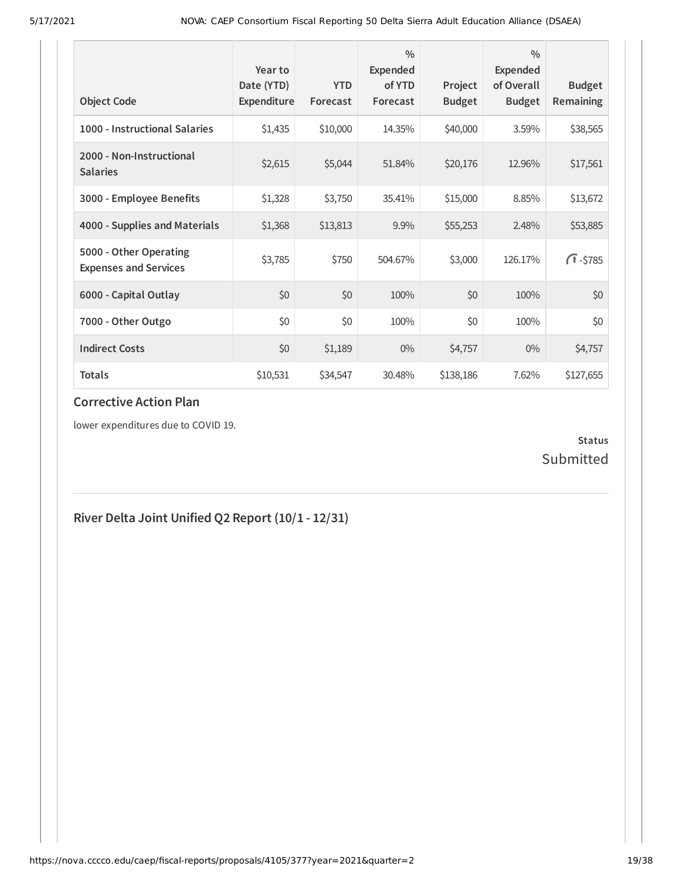| Object Code | Year to Date (YTD) Expenditure | YTD Forecast | % Expended of YTD Forecast | Project Budget | % Expended of Overall Budget | Budget Remaining |
|---|---|---|---|---|---|---|
| 1000 - Instructional Salaries | $1,435 | $10,000 | 14.35% | $40,000 | 3.59% | $38,565 |
| 2000 - Non-Instructional Salaries | $2,615 | $5,044 | 51.84% | $20,176 | 12.96% | $17,561 |
| 3000 - Employee Benefits | $1,328 | $3,750 | 35.41% | $15,000 | 8.85% | $13,672 |
| 4000 - Supplies and Materials | $1,368 | $13,813 | 9.9% | $55,253 | 2.48% | $53,885 |
| 5000 - Other Operating Expenses and Services | $3,785 | $750 | 504.67% | $3,000 | 126.17% | -$785 |
| 6000 - Capital Outlay | $0 | $0 | 100% | $0 | 100% | $0 |
| 7000 - Other Outgo | $0 | $0 | 100% | $0 | 100% | $0 |
| Indirect Costs | $0 | $1,189 | 0% | $4,757 | 0% | $4,757 |
| Totals | $10,531 | $34,547 | 30.48% | $138,186 | 7.62% | $127,655 |

## Corrective Action Plan

lower expenditures due to COVID 19.

**Status**

Submitted

## River Delta Joint Unified Q2 Report (10/1 - 12/31)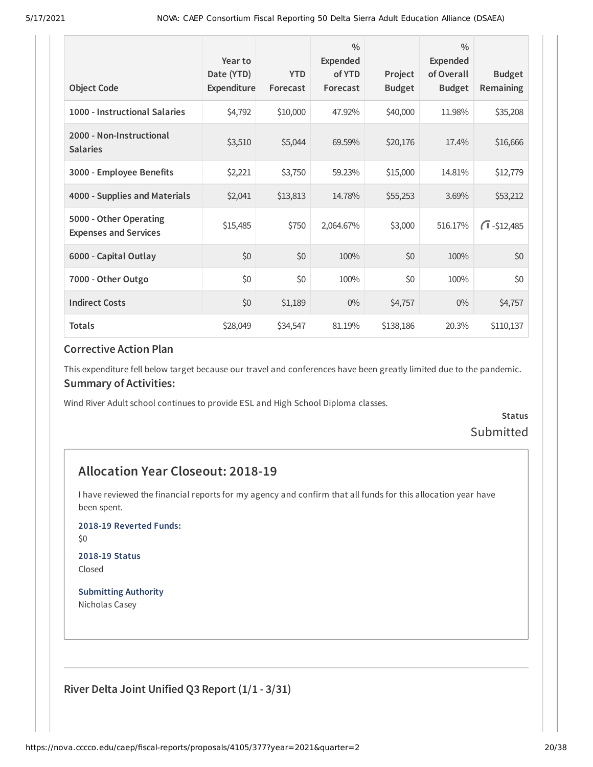| Object Code | Year to Date (YTD) Expenditure | YTD Forecast | % Expended of YTD Forecast | Project Budget | % Expended of Overall Budget | Budget Remaining |
|---|---|---|---|---|---|---|
| 1000 - Instructional Salaries | $4,792 | $10,000 | 47.92% | $40,000 | 11.98% | $35,208 |
| 2000 - Non-Instructional Salaries | $3,510 | $5,044 | 69.59% | $20,176 | 17.4% | $16,666 |
| 3000 - Employee Benefits | $2,221 | $3,750 | 59.23% | $15,000 | 14.81% | $12,779 |
| 4000 - Supplies and Materials | $2,041 | $13,813 | 14.78% | $55,253 | 3.69% | $53,212 |
| 5000 - Other Operating Expenses and Services | $15,485 | $750 | 2,064.67% | $3,000 | 516.17% | -$12,485 |
| 6000 - Capital Outlay | $0 | $0 | 100% | $0 | 100% | $0 |
| 7000 - Other Outgo | $0 | $0 | 100% | $0 | 100% | $0 |
| Indirect Costs | $0 | $1,189 | 0% | $4,757 | 0% | $4,757 |
| Totals | $28,049 | $34,547 | 81.19% | $138,186 | 20.3% | $110,137 |

### Corrective Action Plan

This expenditure fell below target because our travel and conferences have been greatly limited due to the pandemic.

### Summary of Activities:

Wind River Adult school continues to provide ESL and High School Diploma classes.

**Status**

Submitted

## Allocation Year Closeout: 2018-19

I have reviewed the financial reports for my agency and confirm that all funds for this allocation year have been spent.

**2018-19 Reverted Funds:**

$0

**2018-19 Status**

Closed

**Submitting Authority**

Nicholas Casey

### River Delta Joint Unified Q3 Report (1/1 - 3/31)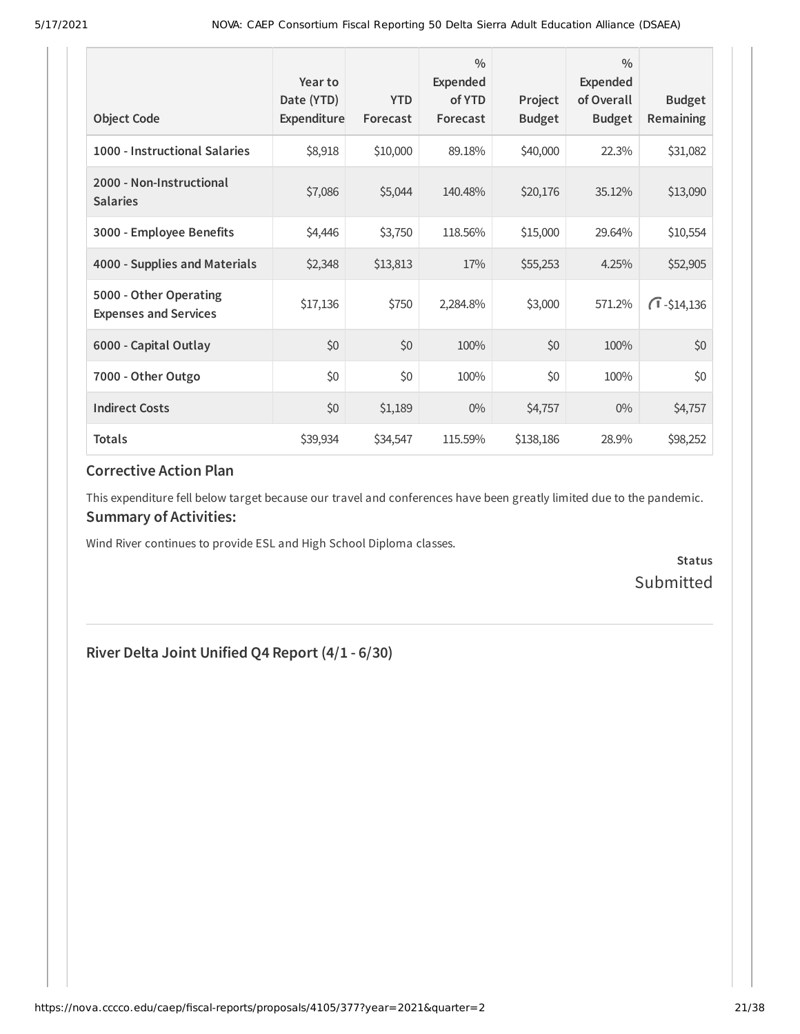| Object Code | Year to Date (YTD) Expenditure | YTD Forecast | % Expended of YTD Forecast | Project Budget | % Expended of Overall Budget | Budget Remaining |
|---|---|---|---|---|---|---|
| 1000 - Instructional Salaries | $8,918 | $10,000 | 89.18% | $40,000 | 22.3% | $31,082 |
| 2000 - Non-Instructional Salaries | $7,086 | $5,044 | 140.48% | $20,176 | 35.12% | $13,090 |
| 3000 - Employee Benefits | $4,446 | $3,750 | 118.56% | $15,000 | 29.64% | $10,554 |
| 4000 - Supplies and Materials | $2,348 | $13,813 | 17% | $55,253 | 4.25% | $52,905 |
| 5000 - Other Operating Expenses and Services | $17,136 | $750 | 2,284.8% | $3,000 | 571.2% | -$14,136 |
| 6000 - Capital Outlay | $0 | $0 | 100% | $0 | 100% | $0 |
| 7000 - Other Outgo | $0 | $0 | 100% | $0 | 100% | $0 |
| Indirect Costs | $0 | $1,189 | 0% | $4,757 | 0% | $4,757 |
| Totals | $39,934 | $34,547 | 115.59% | $138,186 | 28.9% | $98,252 |

### Corrective Action Plan

This expenditure fell below target because our travel and conferences have been greatly limited due to the pandemic.

### Summary of Activities:

Wind River continues to provide ESL and High School Diploma classes.

**Status**
Submitted

## River Delta Joint Unified Q4 Report (4/1 - 6/30)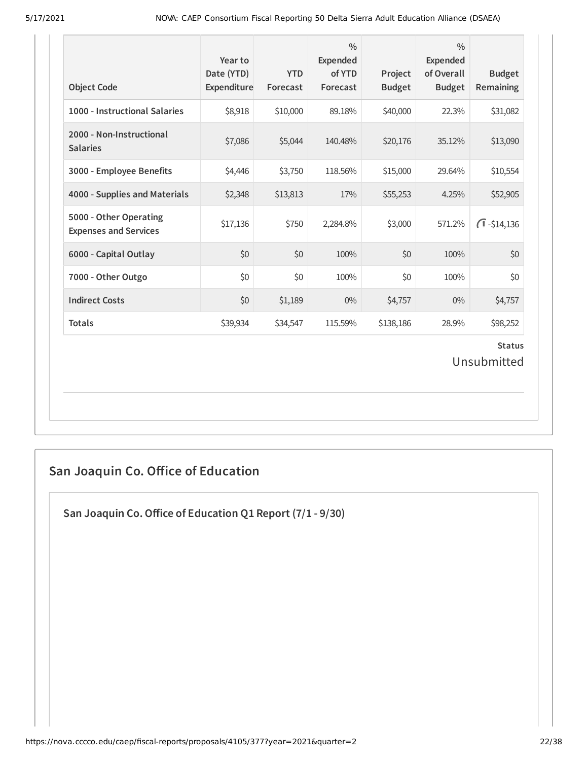| Object Code | Year to Date (YTD) Expenditure | YTD Forecast | % Expended of YTD Forecast | Project Budget | % Expended of Overall Budget | Budget Remaining |
|---|---|---|---|---|---|---|
| 1000 - Instructional Salaries | $8,918 | $10,000 | 89.18% | $40,000 | 22.3% | $31,082 |
| 2000 - Non-Instructional Salaries | $7,086 | $5,044 | 140.48% | $20,176 | 35.12% | $13,090 |
| 3000 - Employee Benefits | $4,446 | $3,750 | 118.56% | $15,000 | 29.64% | $10,554 |
| 4000 - Supplies and Materials | $2,348 | $13,813 | 17% | $55,253 | 4.25% | $52,905 |
| 5000 - Other Operating Expenses and Services | $17,136 | $750 | 2,284.8% | $3,000 | 571.2% | -$14,136 |
| 6000 - Capital Outlay | $0 | $0 | 100% | $0 | 100% | $0 |
| 7000 - Other Outgo | $0 | $0 | 100% | $0 | 100% | $0 |
| Indirect Costs | $0 | $1,189 | 0% | $4,757 | 0% | $4,757 |
| **Totals** | $39,934 | $34,547 | 115.59% | $138,186 | 28.9% | $98,252 |

**Status**

Unsubmitted

## San Joaquin Co. Office of Education

### San Joaquin Co. Office of Education Q1 Report (7/1 - 9/30)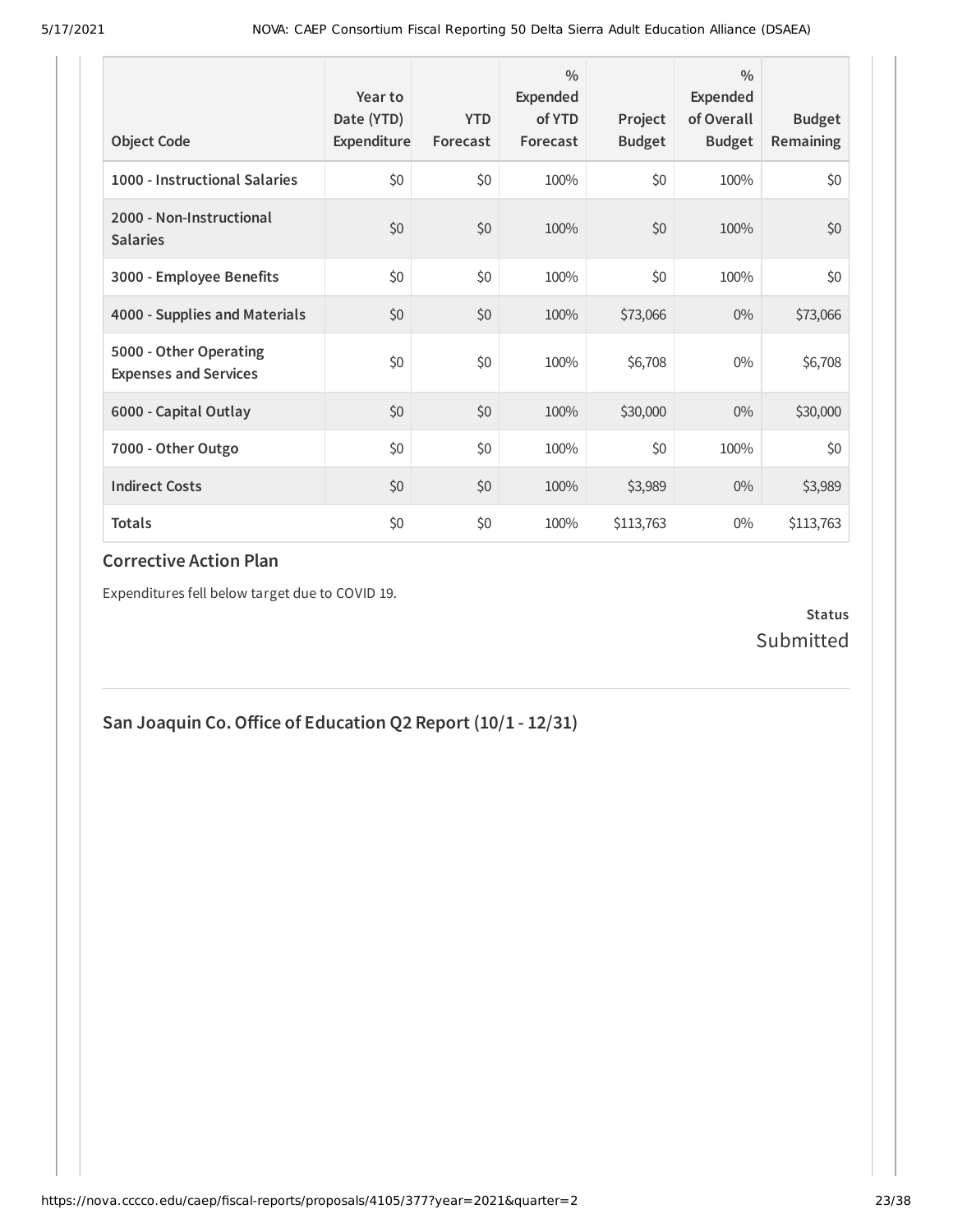| Object Code | Year to Date (YTD) Expenditure | YTD Forecast | % Expended of YTD Forecast | Project Budget | % Expended of Overall Budget | Budget Remaining |
|---|---|---|---|---|---|---|
| **1000 - Instructional Salaries** | $0 | $0 | 100% | $0 | 100% | $0 |
| **2000 - Non-Instructional Salaries** | $0 | $0 | 100% | $0 | 100% | $0 |
| **3000 - Employee Benefits** | $0 | $0 | 100% | $0 | 100% | $0 |
| **4000 - Supplies and Materials** | $0 | $0 | 100% | $73,066 | 0% | $73,066 |
| **5000 - Other Operating Expenses and Services** | $0 | $0 | 100% | $6,708 | 0% | $6,708 |
| **6000 - Capital Outlay** | $0 | $0 | 100% | $30,000 | 0% | $30,000 |
| **7000 - Other Outgo** | $0 | $0 | 100% | $0 | 100% | $0 |
| **Indirect Costs** | $0 | $0 | 100% | $3,989 | 0% | $3,989 |
| **Totals** | $0 | $0 | 100% | $113,763 | 0% | $113,763 |

### Corrective Action Plan

Expenditures fell below target due to COVID 19.

**Status**
Submitted

## San Joaquin Co. Office of Education Q2 Report (10/1 - 12/31)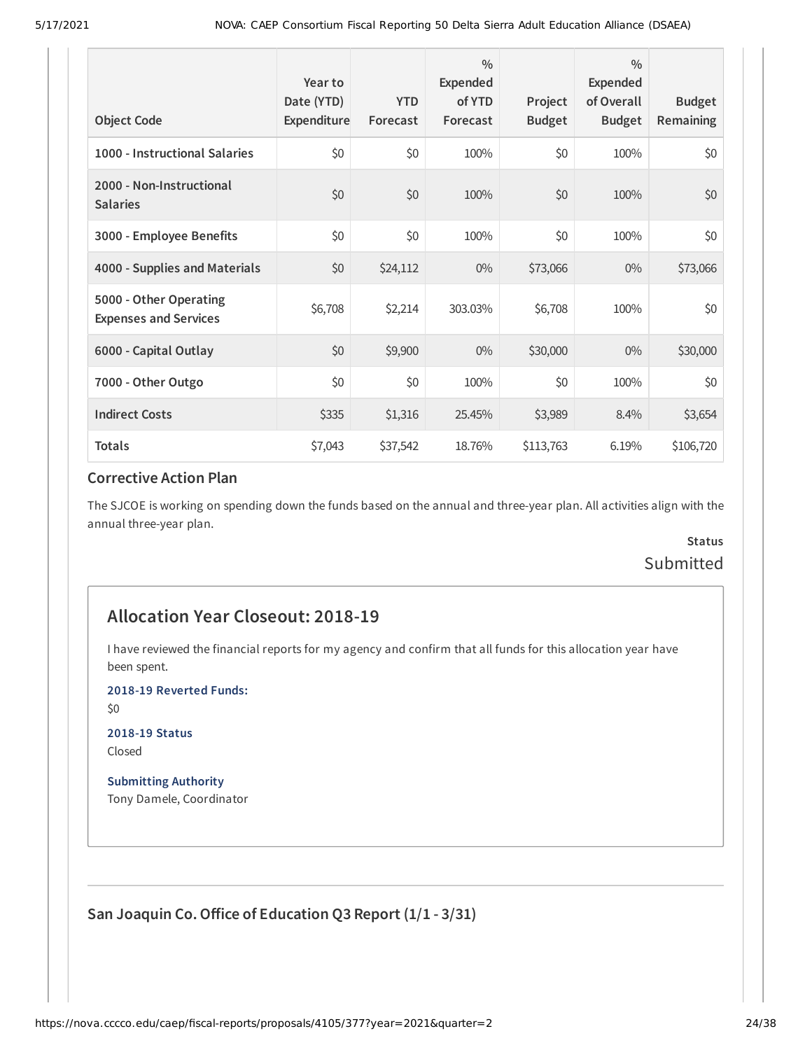| Object Code | Year to Date (YTD) Expenditure | YTD Forecast | % Expended of YTD Forecast | Project Budget | % Expended of Overall Budget | Budget Remaining |
|---|---|---|---|---|---|---|
| 1000 - Instructional Salaries | $0 | $0 | 100% | $0 | 100% | $0 |
| 2000 - Non-Instructional Salaries | $0 | $0 | 100% | $0 | 100% | $0 |
| 3000 - Employee Benefits | $0 | $0 | 100% | $0 | 100% | $0 |
| 4000 - Supplies and Materials | $0 | $24,112 | 0% | $73,066 | 0% | $73,066 |
| 5000 - Other Operating Expenses and Services | $6,708 | $2,214 | 303.03% | $6,708 | 100% | $0 |
| 6000 - Capital Outlay | $0 | $9,900 | 0% | $30,000 | 0% | $30,000 |
| 7000 - Other Outgo | $0 | $0 | 100% | $0 | 100% | $0 |
| Indirect Costs | $335 | $1,316 | 25.45% | $3,989 | 8.4% | $3,654 |
| Totals | $7,043 | $37,542 | 18.76% | $113,763 | 6.19% | $106,720 |

### Corrective Action Plan

The SJCOE is working on spending down the funds based on the annual and three-year plan. All activities align with the annual three-year plan.

**Status**
Submitted

## Allocation Year Closeout: 2018-19

I have reviewed the financial reports for my agency and confirm that all funds for this allocation year have been spent.

**2018-19 Reverted Funds:**
$0

**2018-19 Status**
Closed

**Submitting Authority**
Tony Damele, Coordinator

### San Joaquin Co. Office of Education Q3 Report (1/1 - 3/31)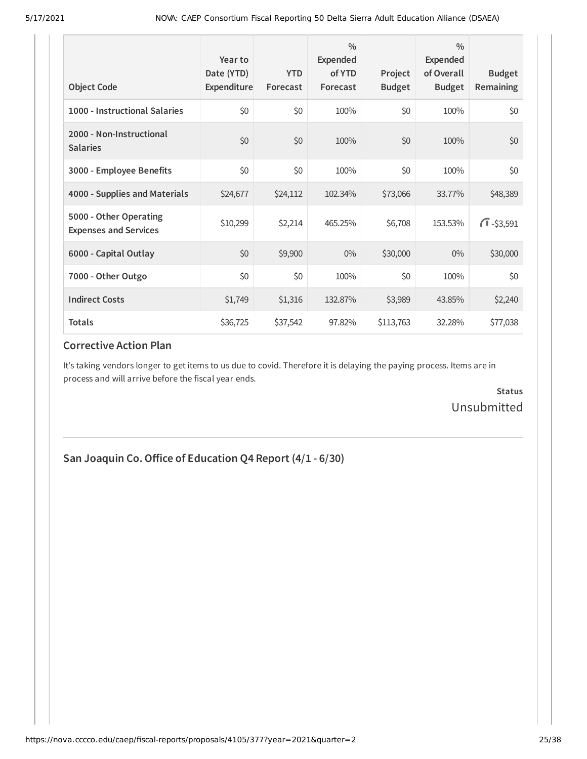| Object Code | Year to Date (YTD) Expenditure | YTD Forecast | % Expended of YTD Forecast | Project Budget | % Expended of Overall Budget | Budget Remaining |
|---|---|---|---|---|---|---|
| 1000 - Instructional Salaries | $0 | $0 | 100% | $0 | 100% | $0 |
| 2000 - Non-Instructional Salaries | $0 | $0 | 100% | $0 | 100% | $0 |
| 3000 - Employee Benefits | $0 | $0 | 100% | $0 | 100% | $0 |
| 4000 - Supplies and Materials | $24,677 | $24,112 | 102.34% | $73,066 | 33.77% | $48,389 |
| 5000 - Other Operating Expenses and Services | $10,299 | $2,214 | 465.25% | $6,708 | 153.53% | -$3,591 |
| 6000 - Capital Outlay | $0 | $9,900 | 0% | $30,000 | 0% | $30,000 |
| 7000 - Other Outgo | $0 | $0 | 100% | $0 | 100% | $0 |
| Indirect Costs | $1,749 | $1,316 | 132.87% | $3,989 | 43.85% | $2,240 |
| Totals | $36,725 | $37,542 | 97.82% | $113,763 | 32.28% | $77,038 |

### Corrective Action Plan

It's taking vendors longer to get items to us due to covid. Therefore it is delaying the paying process. Items are in process and will arrive before the fiscal year ends.

**Status**
Unsubmitted

## San Joaquin Co. Office of Education Q4 Report (4/1 - 6/30)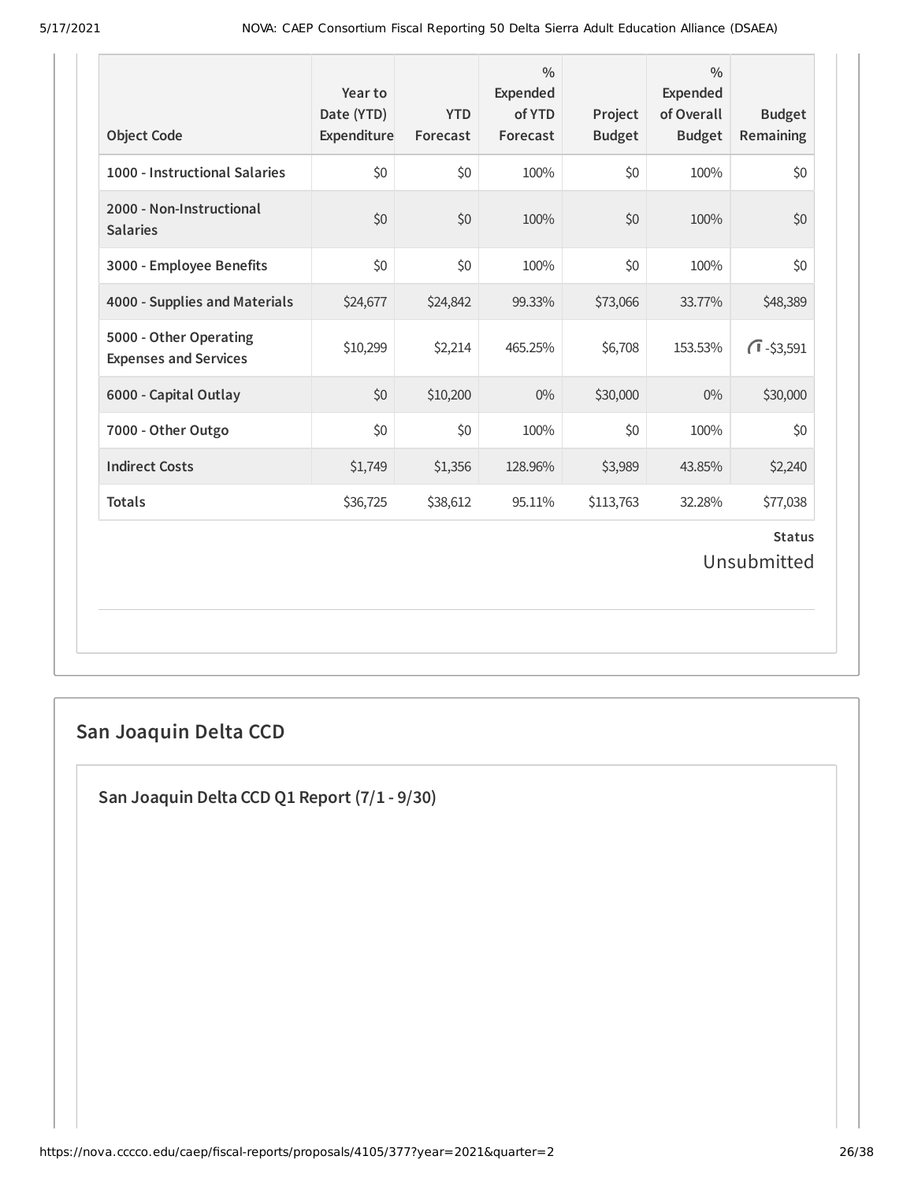| Object Code | Year to Date (YTD) Expenditure | YTD Forecast | % Expended of YTD Forecast | Project Budget | % Expended of Overall Budget | Budget Remaining |
|---|---|---|---|---|---|---|
| 1000 - Instructional Salaries | $0 | $0 | 100% | $0 | 100% | $0 |
| 2000 - Non-Instructional Salaries | $0 | $0 | 100% | $0 | 100% | $0 |
| 3000 - Employee Benefits | $0 | $0 | 100% | $0 | 100% | $0 |
| 4000 - Supplies and Materials | $24,677 | $24,842 | 99.33% | $73,066 | 33.77% | $48,389 |
| 5000 - Other Operating Expenses and Services | $10,299 | $2,214 | 465.25% | $6,708 | 153.53% | -$3,591 |
| 6000 - Capital Outlay | $0 | $10,200 | 0% | $30,000 | 0% | $30,000 |
| 7000 - Other Outgo | $0 | $0 | 100% | $0 | 100% | $0 |
| Indirect Costs | $1,749 | $1,356 | 128.96% | $3,989 | 43.85% | $2,240 |
| Totals | $36,725 | $38,612 | 95.11% | $113,763 | 32.28% | $77,038 |

**Status**

Unsubmitted

## San Joaquin Delta CCD

### San Joaquin Delta CCD Q1 Report (7/1 - 9/30)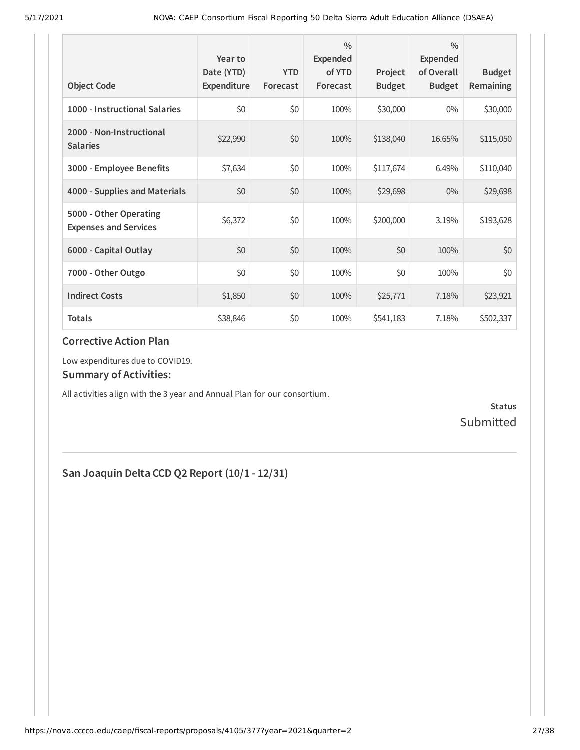| Object Code | Year to Date (YTD) Expenditure | YTD Forecast | % Expended of YTD Forecast | Project Budget | % Expended of Overall Budget | Budget Remaining |
|---|---|---|---|---|---|---|
| 1000 - Instructional Salaries | $0 | $0 | 100% | $30,000 | 0% | $30,000 |
| 2000 - Non-Instructional Salaries | $22,990 | $0 | 100% | $138,040 | 16.65% | $115,050 |
| 3000 - Employee Benefits | $7,634 | $0 | 100% | $117,674 | 6.49% | $110,040 |
| 4000 - Supplies and Materials | $0 | $0 | 100% | $29,698 | 0% | $29,698 |
| 5000 - Other Operating Expenses and Services | $6,372 | $0 | 100% | $200,000 | 3.19% | $193,628 |
| 6000 - Capital Outlay | $0 | $0 | 100% | $0 | 100% | $0 |
| 7000 - Other Outgo | $0 | $0 | 100% | $0 | 100% | $0 |
| Indirect Costs | $1,850 | $0 | 100% | $25,771 | 7.18% | $23,921 |
| **Totals** | $38,846 | $0 | 100% | $541,183 | 7.18% | $502,337 |

### Corrective Action Plan

Low expenditures due to COVID19.

### Summary of Activities:

All activities align with the 3 year and Annual Plan for our consortium.

**Status**

Submitted

## San Joaquin Delta CCD Q2 Report (10/1 - 12/31)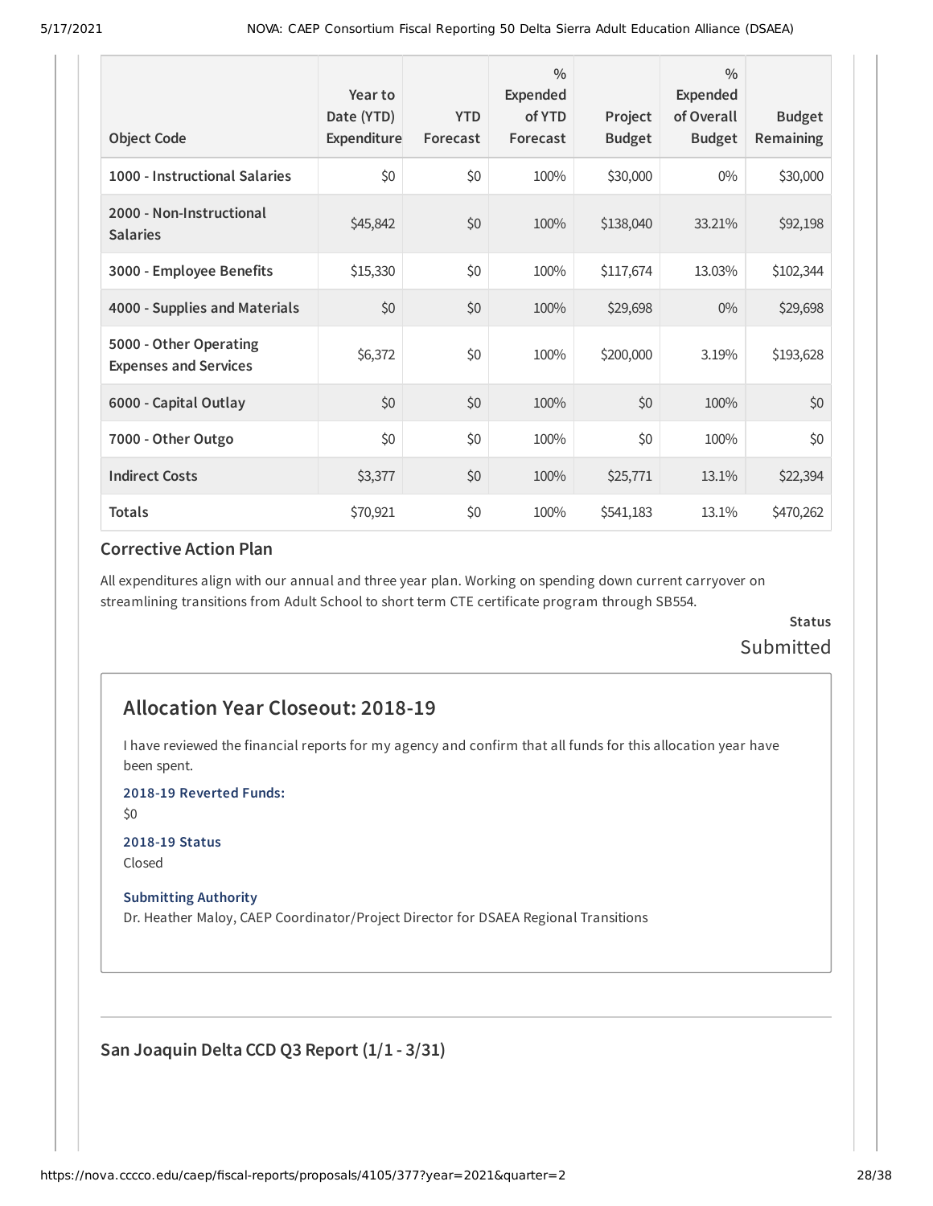| Object Code | Year to Date (YTD) Expenditure | YTD Forecast | % Expended of YTD Forecast | Project Budget | % Expended of Overall Budget | Budget Remaining |
|---|---|---|---|---|---|---|
| 1000 - Instructional Salaries | $0 | $0 | 100% | $30,000 | 0% | $30,000 |
| 2000 - Non-Instructional Salaries | $45,842 | $0 | 100% | $138,040 | 33.21% | $92,198 |
| 3000 - Employee Benefits | $15,330 | $0 | 100% | $117,674 | 13.03% | $102,344 |
| 4000 - Supplies and Materials | $0 | $0 | 100% | $29,698 | 0% | $29,698 |
| 5000 - Other Operating Expenses and Services | $6,372 | $0 | 100% | $200,000 | 3.19% | $193,628 |
| 6000 - Capital Outlay | $0 | $0 | 100% | $0 | 100% | $0 |
| 7000 - Other Outgo | $0 | $0 | 100% | $0 | 100% | $0 |
| Indirect Costs | $3,377 | $0 | 100% | $25,771 | 13.1% | $22,394 |
| Totals | $70,921 | $0 | 100% | $541,183 | 13.1% | $470,262 |

### Corrective Action Plan

All expenditures align with our annual and three year plan. Working on spending down current carryover on streamlining transitions from Adult School to short term CTE certificate program through SB554.

**Status**

Submitted

## Allocation Year Closeout: 2018-19

I have reviewed the financial reports for my agency and confirm that all funds for this allocation year have been spent.

**2018-19 Reverted Funds:**

$0

**2018-19 Status**

Closed

**Submitting Authority**

Dr. Heather Maloy, CAEP Coordinator/Project Director for DSAEA Regional Transitions

---

### San Joaquin Delta CCD Q3 Report (1/1 - 3/31)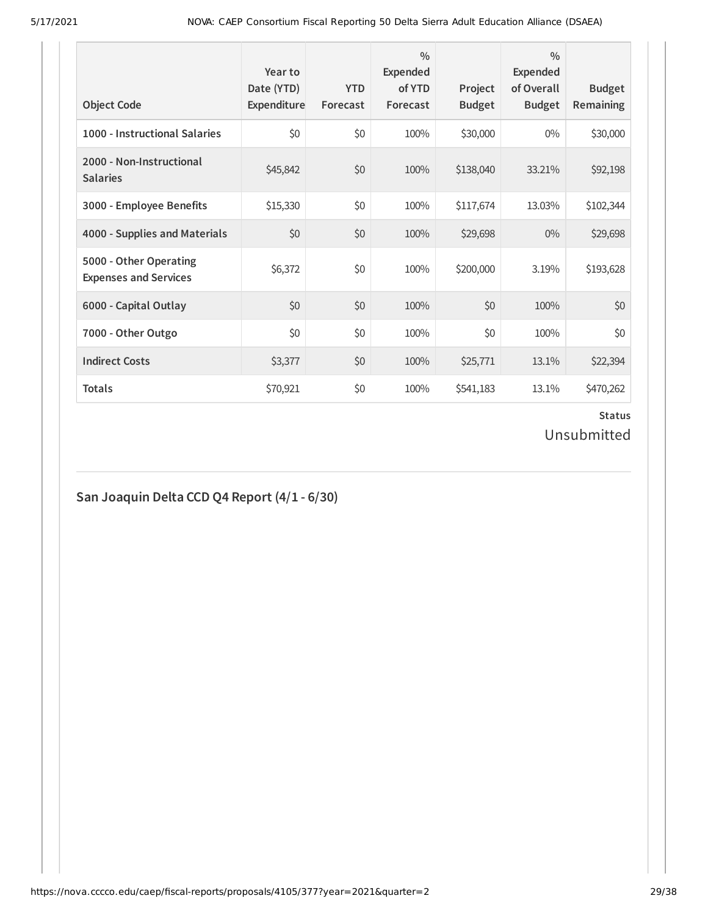| Object Code | Year to Date (YTD) Expenditure | YTD Forecast | % Expended of YTD Forecast | Project Budget | % Expended of Overall Budget | Budget Remaining |
|---|---|---|---|---|---|---|
| 1000 - Instructional Salaries | $0 | $0 | 100% | $30,000 | 0% | $30,000 |
| 2000 - Non-Instructional Salaries | $45,842 | $0 | 100% | $138,040 | 33.21% | $92,198 |
| 3000 - Employee Benefits | $15,330 | $0 | 100% | $117,674 | 13.03% | $102,344 |
| 4000 - Supplies and Materials | $0 | $0 | 100% | $29,698 | 0% | $29,698 |
| 5000 - Other Operating Expenses and Services | $6,372 | $0 | 100% | $200,000 | 3.19% | $193,628 |
| 6000 - Capital Outlay | $0 | $0 | 100% | $0 | 100% | $0 |
| 7000 - Other Outgo | $0 | $0 | 100% | $0 | 100% | $0 |
| Indirect Costs | $3,377 | $0 | 100% | $25,771 | 13.1% | $22,394 |
| Totals | $70,921 | $0 | 100% | $541,183 | 13.1% | $470,262 |

**Status**

Unsubmitted

## San Joaquin Delta CCD Q4 Report (4/1 - 6/30)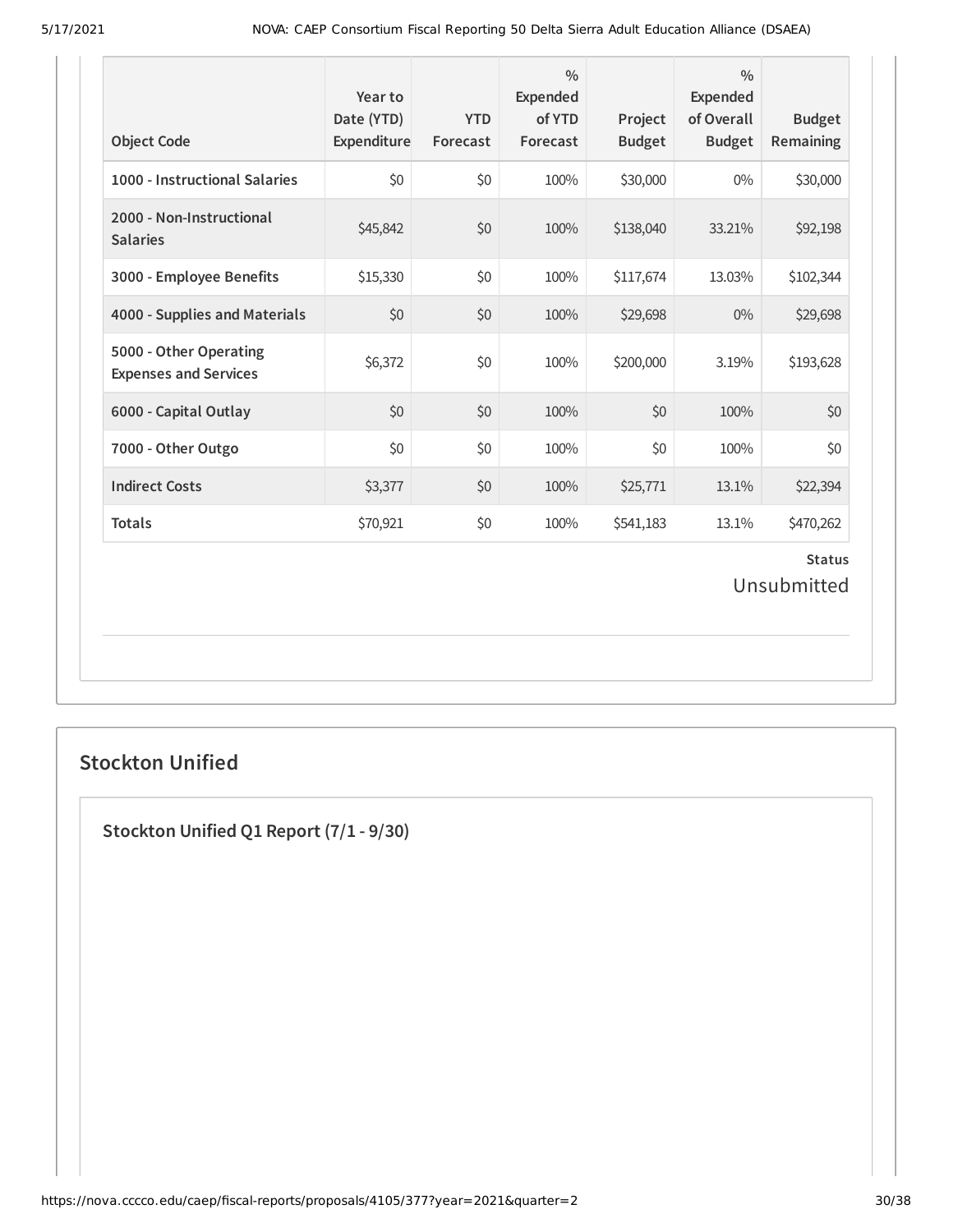| Object Code | Year to Date (YTD) Expenditure | YTD Forecast | % Expended of YTD Forecast | Project Budget | % Expended of Overall Budget | Budget Remaining |
|---|---|---|---|---|---|---|
| **1000 - Instructional Salaries** | $0 | $0 | 100% | $30,000 | 0% | $30,000 |
| **2000 - Non-Instructional Salaries** | $45,842 | $0 | 100% | $138,040 | 33.21% | $92,198 |
| **3000 - Employee Benefits** | $15,330 | $0 | 100% | $117,674 | 13.03% | $102,344 |
| **4000 - Supplies and Materials** | $0 | $0 | 100% | $29,698 | 0% | $29,698 |
| **5000 - Other Operating Expenses and Services** | $6,372 | $0 | 100% | $200,000 | 3.19% | $193,628 |
| **6000 - Capital Outlay** | $0 | $0 | 100% | $0 | 100% | $0 |
| **7000 - Other Outgo** | $0 | $0 | 100% | $0 | 100% | $0 |
| **Indirect Costs** | $3,377 | $0 | 100% | $25,771 | 13.1% | $22,394 |
| **Totals** | $70,921 | $0 | 100% | $541,183 | 13.1% | $470,262 |

**Status**

Unsubmitted

## Stockton Unified

### Stockton Unified Q1 Report (7/1 - 9/30)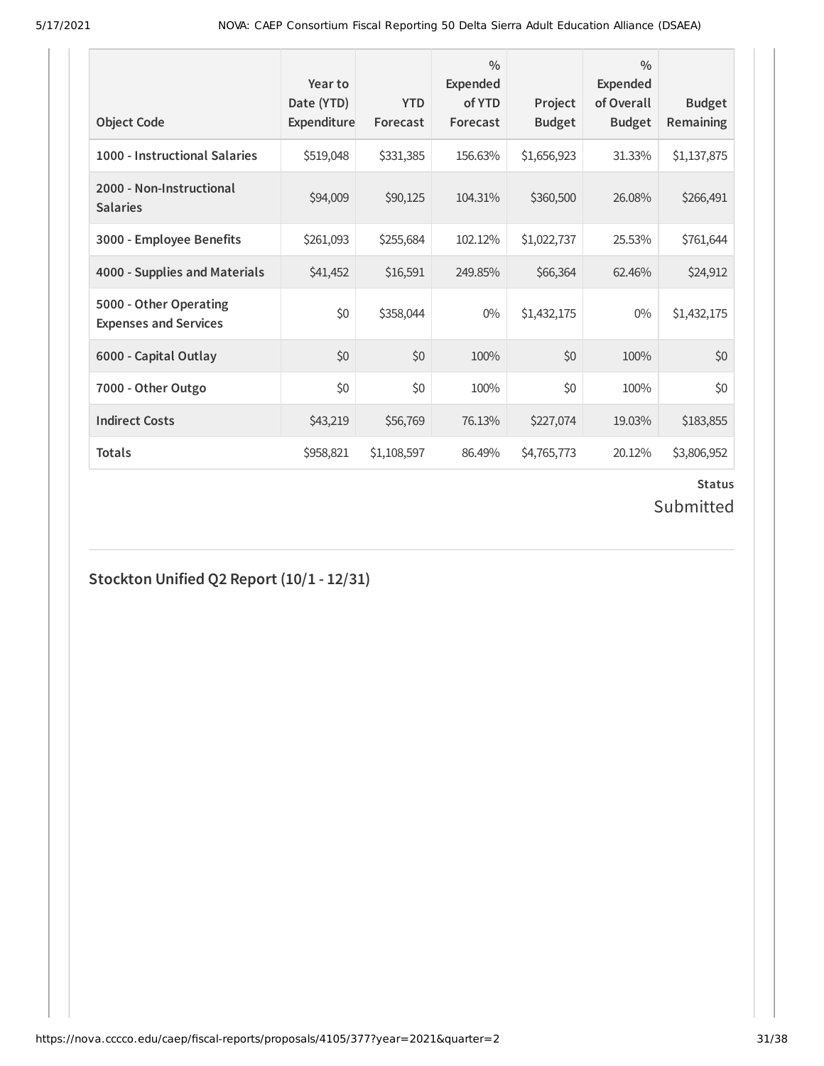| Object Code | Year to Date (YTD) Expenditure | YTD Forecast | % Expended of YTD Forecast | Project Budget | % Expended of Overall Budget | Budget Remaining |
|---|---|---|---|---|---|---|
| 1000 - Instructional Salaries | $519,048 | $331,385 | 156.63% | $1,656,923 | 31.33% | $1,137,875 |
| 2000 - Non-Instructional Salaries | $94,009 | $90,125 | 104.31% | $360,500 | 26.08% | $266,491 |
| 3000 - Employee Benefits | $261,093 | $255,684 | 102.12% | $1,022,737 | 25.53% | $761,644 |
| 4000 - Supplies and Materials | $41,452 | $16,591 | 249.85% | $66,364 | 62.46% | $24,912 |
| 5000 - Other Operating Expenses and Services | $0 | $358,044 | 0% | $1,432,175 | 0% | $1,432,175 |
| 6000 - Capital Outlay | $0 | $0 | 100% | $0 | 100% | $0 |
| 7000 - Other Outgo | $0 | $0 | 100% | $0 | 100% | $0 |
| Indirect Costs | $43,219 | $56,769 | 76.13% | $227,074 | 19.03% | $183,855 |
| Totals | $958,821 | $1,108,597 | 86.49% | $4,765,773 | 20.12% | $3,806,952 |

**Status**

Submitted

## Stockton Unified Q2 Report (10/1 - 12/31)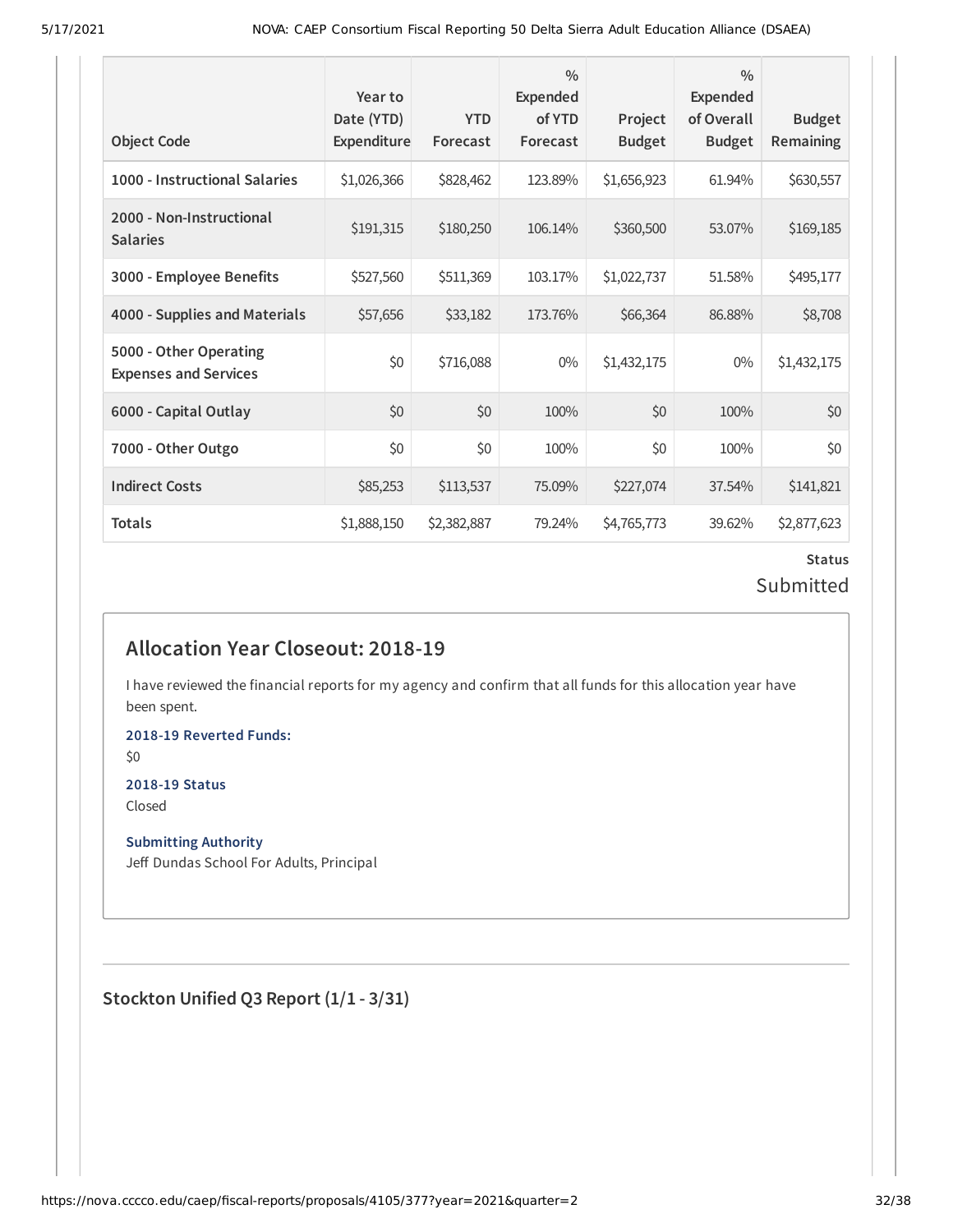| Object Code | Year to Date (YTD) Expenditure | YTD Forecast | % Expended of YTD Forecast | Project Budget | % Expended of Overall Budget | Budget Remaining |
|---|---|---|---|---|---|---|
| 1000 - Instructional Salaries | $1,026,366 | $828,462 | 123.89% | $1,656,923 | 61.94% | $630,557 |
| 2000 - Non-Instructional Salaries | $191,315 | $180,250 | 106.14% | $360,500 | 53.07% | $169,185 |
| 3000 - Employee Benefits | $527,560 | $511,369 | 103.17% | $1,022,737 | 51.58% | $495,177 |
| 4000 - Supplies and Materials | $57,656 | $33,182 | 173.76% | $66,364 | 86.88% | $8,708 |
| 5000 - Other Operating Expenses and Services | $0 | $716,088 | 0% | $1,432,175 | 0% | $1,432,175 |
| 6000 - Capital Outlay | $0 | $0 | 100% | $0 | 100% | $0 |
| 7000 - Other Outgo | $0 | $0 | 100% | $0 | 100% | $0 |
| Indirect Costs | $85,253 | $113,537 | 75.09% | $227,074 | 37.54% | $141,821 |
| Totals | $1,888,150 | $2,382,887 | 79.24% | $4,765,773 | 39.62% | $2,877,623 |

**Status**

Submitted

## Allocation Year Closeout: 2018-19

I have reviewed the financial reports for my agency and confirm that all funds for this allocation year have been spent.

**2018-19 Reverted Funds:**

$0

**2018-19 Status**

Closed

**Submitting Authority**

Jeff Dundas School For Adults, Principal

## Stockton Unified Q3 Report (1/1 - 3/31)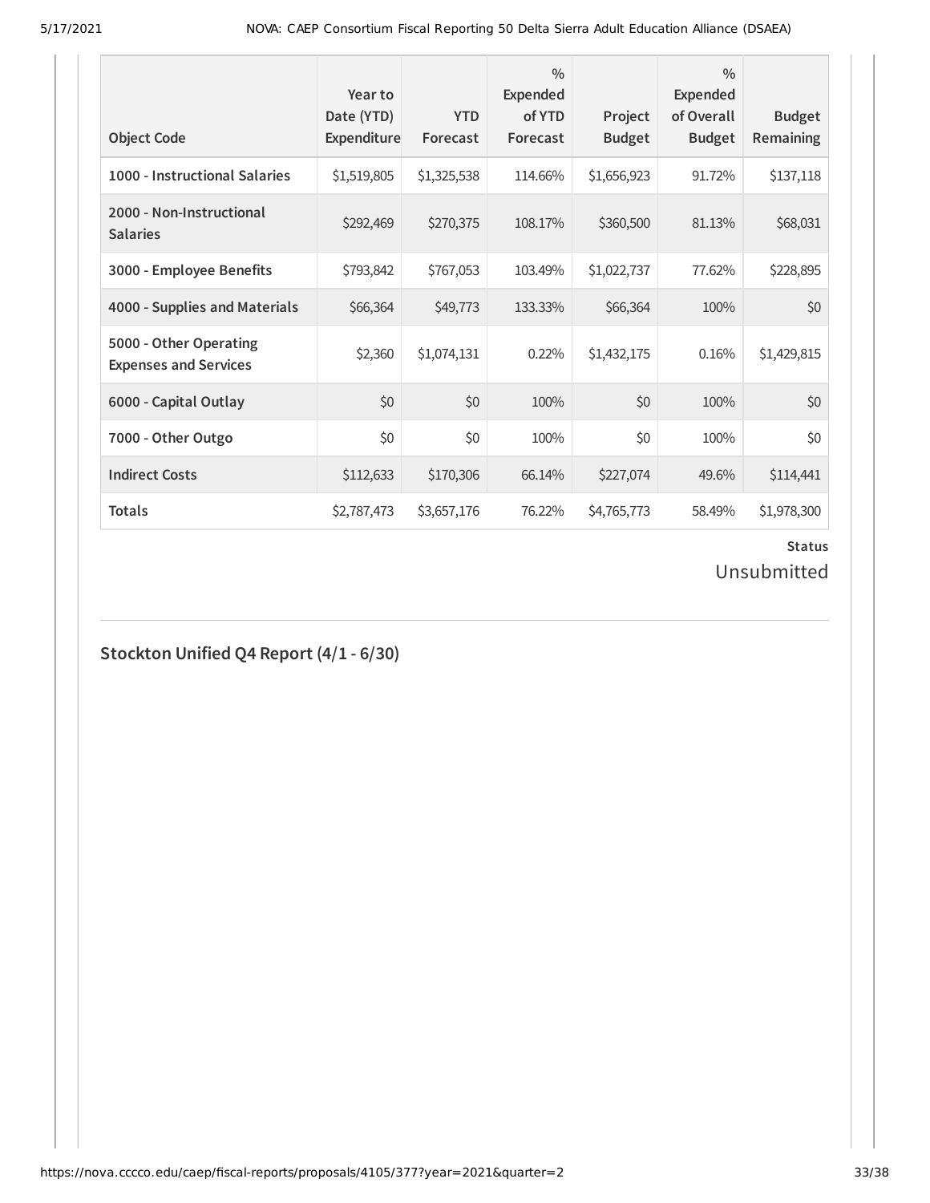| Object Code | Year to Date (YTD) Expenditure | YTD Forecast | % Expended of YTD Forecast | Project Budget | % Expended of Overall Budget | Budget Remaining |
|---|---|---|---|---|---|---|
| **1000 - Instructional Salaries** | $1,519,805 | $1,325,538 | 114.66% | $1,656,923 | 91.72% | $137,118 |
| **2000 - Non-Instructional Salaries** | $292,469 | $270,375 | 108.17% | $360,500 | 81.13% | $68,031 |
| **3000 - Employee Benefits** | $793,842 | $767,053 | 103.49% | $1,022,737 | 77.62% | $228,895 |
| **4000 - Supplies and Materials** | $66,364 | $49,773 | 133.33% | $66,364 | 100% | $0 |
| **5000 - Other Operating Expenses and Services** | $2,360 | $1,074,131 | 0.22% | $1,432,175 | 0.16% | $1,429,815 |
| **6000 - Capital Outlay** | $0 | $0 | 100% | $0 | 100% | $0 |
| **7000 - Other Outgo** | $0 | $0 | 100% | $0 | 100% | $0 |
| **Indirect Costs** | $112,633 | $170,306 | 66.14% | $227,074 | 49.6% | $114,441 |
| **Totals** | $2,787,473 | $3,657,176 | 76.22% | $4,765,773 | 58.49% | $1,978,300 |

**Status**

Unsubmitted

## Stockton Unified Q4 Report (4/1 - 6/30)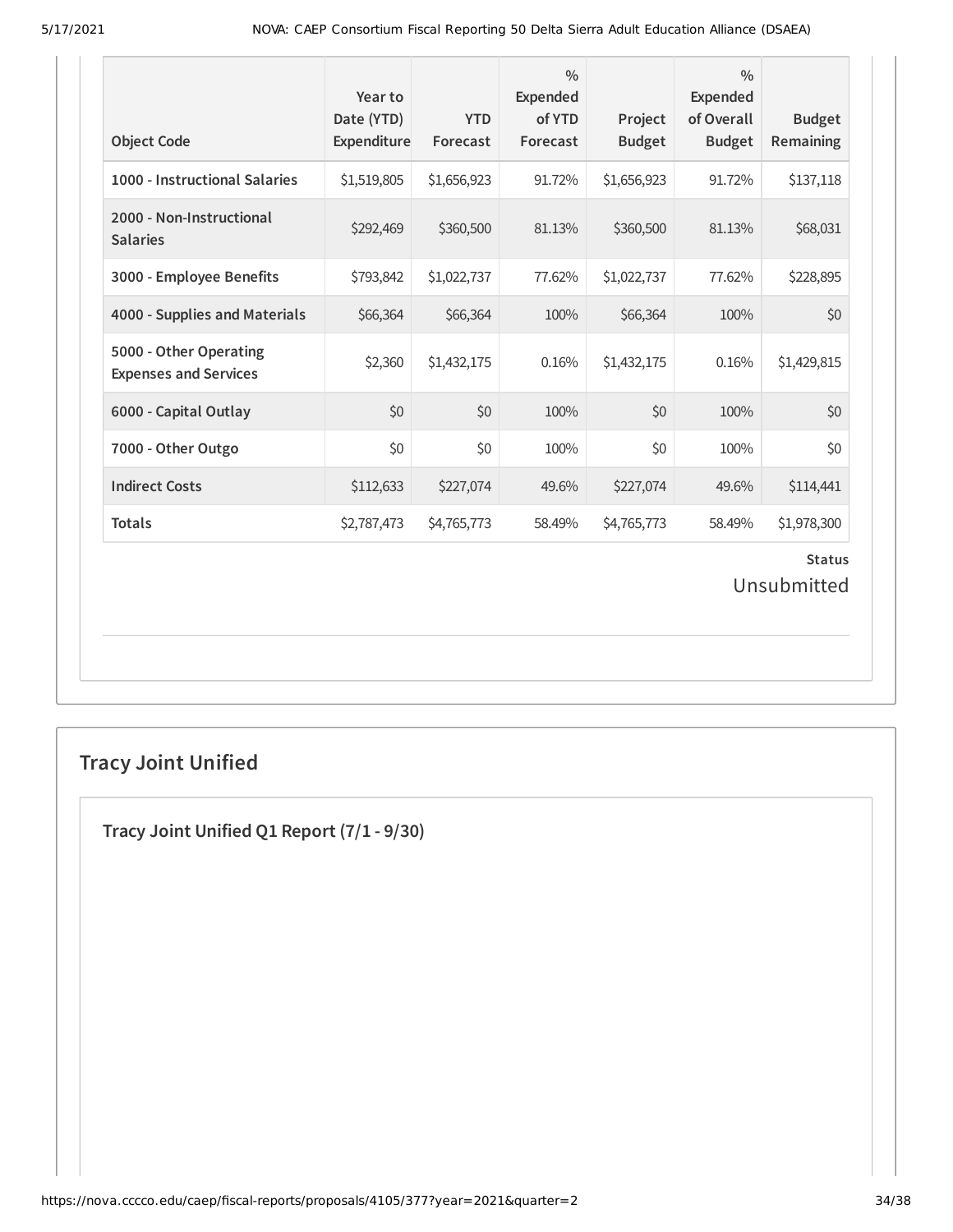| Object Code | Year to Date (YTD) Expenditure | YTD Forecast | % Expended of YTD Forecast | Project Budget | % Expended of Overall Budget | Budget Remaining |
|---|---|---|---|---|---|---|
| 1000 - Instructional Salaries | $1,519,805 | $1,656,923 | 91.72% | $1,656,923 | 91.72% | $137,118 |
| 2000 - Non-Instructional Salaries | $292,469 | $360,500 | 81.13% | $360,500 | 81.13% | $68,031 |
| 3000 - Employee Benefits | $793,842 | $1,022,737 | 77.62% | $1,022,737 | 77.62% | $228,895 |
| 4000 - Supplies and Materials | $66,364 | $66,364 | 100% | $66,364 | 100% | $0 |
| 5000 - Other Operating Expenses and Services | $2,360 | $1,432,175 | 0.16% | $1,432,175 | 0.16% | $1,429,815 |
| 6000 - Capital Outlay | $0 | $0 | 100% | $0 | 100% | $0 |
| 7000 - Other Outgo | $0 | $0 | 100% | $0 | 100% | $0 |
| Indirect Costs | $112,633 | $227,074 | 49.6% | $227,074 | 49.6% | $114,441 |
| Totals | $2,787,473 | $4,765,773 | 58.49% | $4,765,773 | 58.49% | $1,978,300 |

**Status**

Unsubmitted

## Tracy Joint Unified

### Tracy Joint Unified Q1 Report (7/1 - 9/30)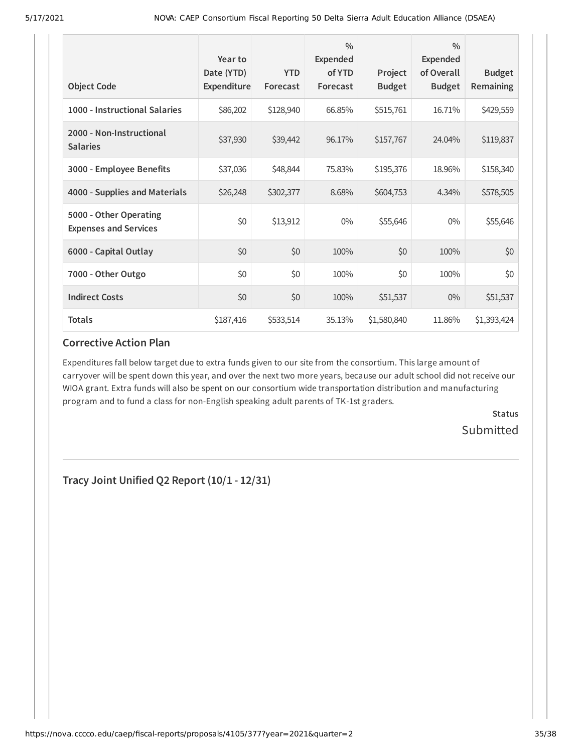| Object Code | Year to Date (YTD) Expenditure | YTD Forecast | % Expended of YTD Forecast | Project Budget | % Expended of Overall Budget | Budget Remaining |
|---|---|---|---|---|---|---|
| **1000 - Instructional Salaries** | \$86,202 | \$128,940 | 66.85% | \$515,761 | 16.71% | \$429,559 |
| **2000 - Non-Instructional Salaries** | \$37,930 | \$39,442 | 96.17% | \$157,767 | 24.04% | \$119,837 |
| **3000 - Employee Benefits** | \$37,036 | \$48,844 | 75.83% | \$195,376 | 18.96% | \$158,340 |
| **4000 - Supplies and Materials** | \$26,248 | \$302,377 | 8.68% | \$604,753 | 4.34% | \$578,505 |
| **5000 - Other Operating Expenses and Services** | \$0 | \$13,912 | 0% | \$55,646 | 0% | \$55,646 |
| **6000 - Capital Outlay** | \$0 | \$0 | 100% | \$0 | 100% | \$0 |
| **7000 - Other Outgo** | \$0 | \$0 | 100% | \$0 | 100% | \$0 |
| **Indirect Costs** | \$0 | \$0 | 100% | \$51,537 | 0% | \$51,537 |
| **Totals** | \$187,416 | \$533,514 | 35.13% | \$1,580,840 | 11.86% | \$1,393,424 |

## Corrective Action Plan

Expenditures fall below target due to extra funds given to our site from the consortium. This large amount of carryover will be spent down this year, and over the next two more years, because our adult school did not receive our WIOA grant. Extra funds will also be spent on our consortium wide transportation distribution and manufacturing program and to fund a class for non-English speaking adult parents of TK-1st graders.

**Status**

Submitted

---

## Tracy Joint Unified Q2 Report (10/1 - 12/31)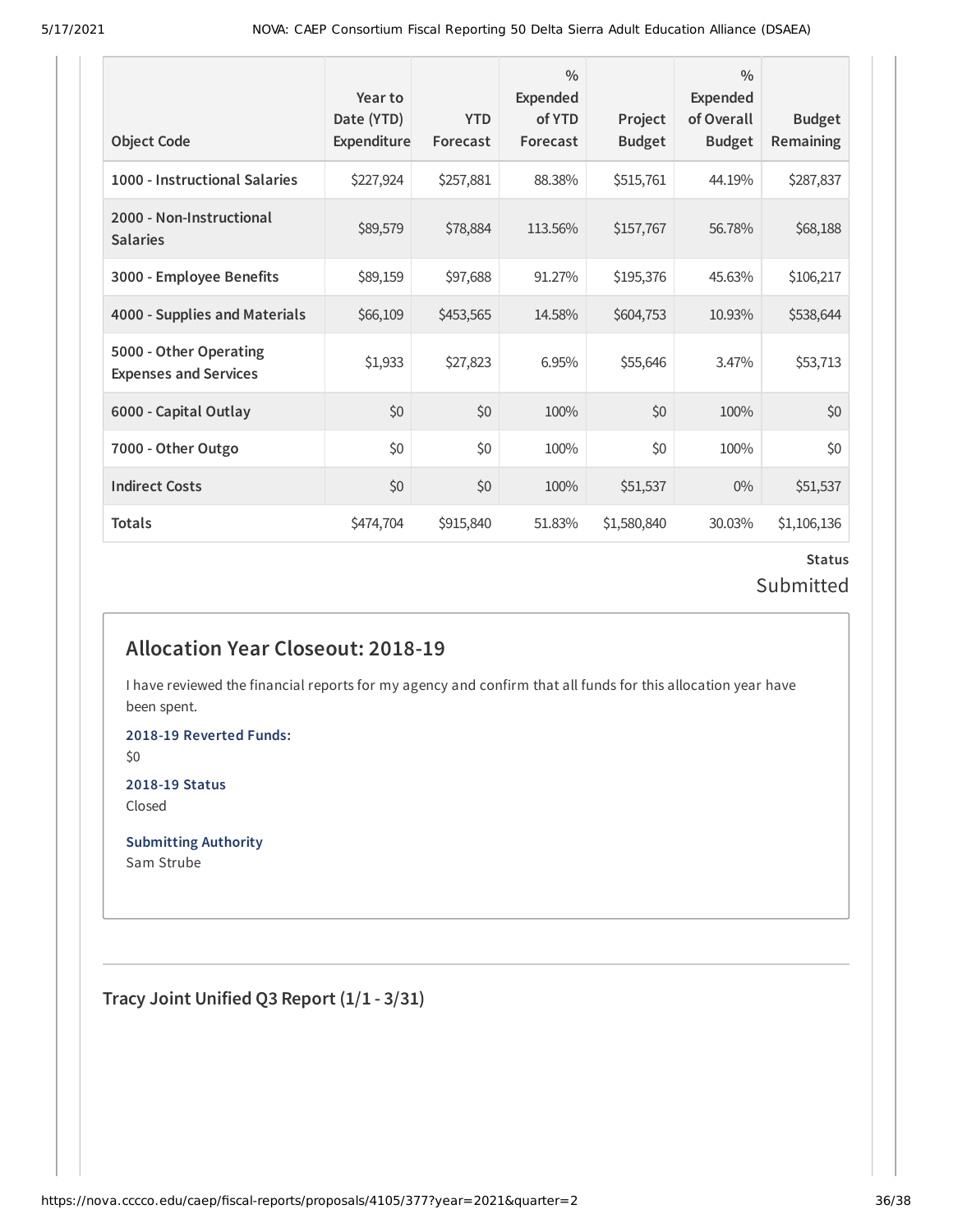| Object Code | Year to Date (YTD) Expenditure | YTD Forecast | % Expended of YTD Forecast | Project Budget | % Expended of Overall Budget | Budget Remaining |
|---|---|---|---|---|---|---|
| 1000 - Instructional Salaries | $227,924 | $257,881 | 88.38% | $515,761 | 44.19% | $287,837 |
| 2000 - Non-Instructional Salaries | $89,579 | $78,884 | 113.56% | $157,767 | 56.78% | $68,188 |
| 3000 - Employee Benefits | $89,159 | $97,688 | 91.27% | $195,376 | 45.63% | $106,217 |
| 4000 - Supplies and Materials | $66,109 | $453,565 | 14.58% | $604,753 | 10.93% | $538,644 |
| 5000 - Other Operating Expenses and Services | $1,933 | $27,823 | 6.95% | $55,646 | 3.47% | $53,713 |
| 6000 - Capital Outlay | $0 | $0 | 100% | $0 | 100% | $0 |
| 7000 - Other Outgo | $0 | $0 | 100% | $0 | 100% | $0 |
| Indirect Costs | $0 | $0 | 100% | $51,537 | 0% | $51,537 |
| Totals | $474,704 | $915,840 | 51.83% | $1,580,840 | 30.03% | $1,106,136 |

**Status**

Submitted

## Allocation Year Closeout: 2018-19

I have reviewed the financial reports for my agency and confirm that all funds for this allocation year have been spent.

**2018-19 Reverted Funds:**

$0

**2018-19 Status**

Closed

**Submitting Authority**

Sam Strube

## Tracy Joint Unified Q3 Report (1/1 - 3/31)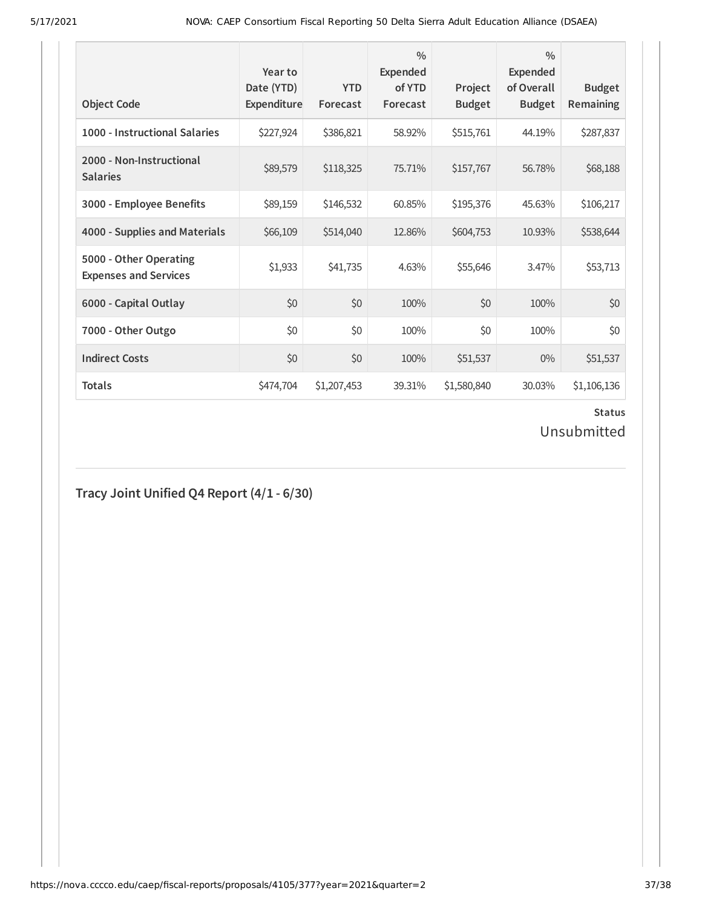| Object Code | Year to Date (YTD) Expenditure | YTD Forecast | % Expended of YTD Forecast | Project Budget | % Expended of Overall Budget | Budget Remaining |
|---|---|---|---|---|---|---|
| **1000 - Instructional Salaries** | $227,924 | $386,821 | 58.92% | $515,761 | 44.19% | $287,837 |
| **2000 - Non-Instructional Salaries** | $89,579 | $118,325 | 75.71% | $157,767 | 56.78% | $68,188 |
| **3000 - Employee Benefits** | $89,159 | $146,532 | 60.85% | $195,376 | 45.63% | $106,217 |
| **4000 - Supplies and Materials** | $66,109 | $514,040 | 12.86% | $604,753 | 10.93% | $538,644 |
| **5000 - Other Operating Expenses and Services** | $1,933 | $41,735 | 4.63% | $55,646 | 3.47% | $53,713 |
| **6000 - Capital Outlay** | $0 | $0 | 100% | $0 | 100% | $0 |
| **7000 - Other Outgo** | $0 | $0 | 100% | $0 | 100% | $0 |
| **Indirect Costs** | $0 | $0 | 100% | $51,537 | 0% | $51,537 |
| **Totals** | $474,704 | $1,207,453 | 39.31% | $1,580,840 | 30.03% | $1,106,136 |

**Status**

Unsubmitted

## Tracy Joint Unified Q4 Report (4/1 - 6/30)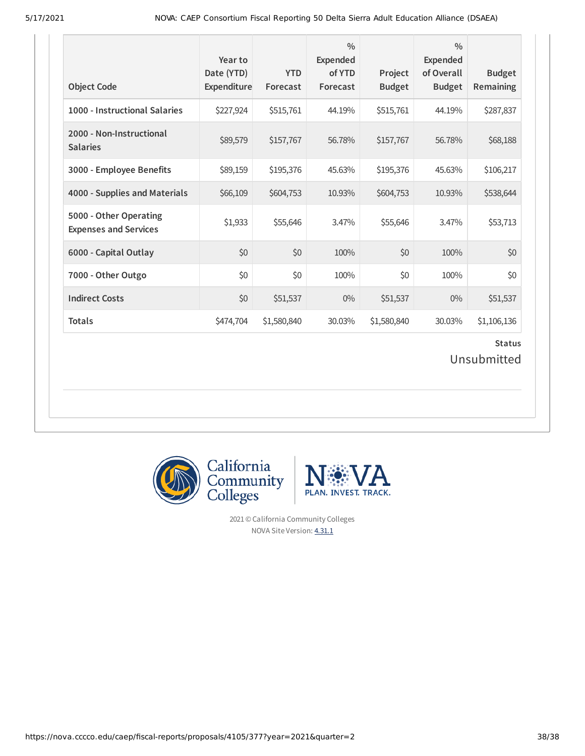| Object Code | Year to Date (YTD) Expenditure | YTD Forecast | % Expended of YTD Forecast | Project Budget | % Expended of Overall Budget | Budget Remaining |
|---|---|---|---|---|---|---|
| 1000 - Instructional Salaries | $227,924 | $515,761 | 44.19% | $515,761 | 44.19% | $287,837 |
| 2000 - Non-Instructional Salaries | $89,579 | $157,767 | 56.78% | $157,767 | 56.78% | $68,188 |
| 3000 - Employee Benefits | $89,159 | $195,376 | 45.63% | $195,376 | 45.63% | $106,217 |
| 4000 - Supplies and Materials | $66,109 | $604,753 | 10.93% | $604,753 | 10.93% | $538,644 |
| 5000 - Other Operating Expenses and Services | $1,933 | $55,646 | 3.47% | $55,646 | 3.47% | $53,713 |
| 6000 - Capital Outlay | $0 | $0 | 100% | $0 | 100% | $0 |
| 7000 - Other Outgo | $0 | $0 | 100% | $0 | 100% | $0 |
| Indirect Costs | $0 | $51,537 | 0% | $51,537 | 0% | $51,537 |
| Totals | $474,704 | $1,580,840 | 30.03% | $1,580,840 | 30.03% | $1,106,136 |

**Status**

Unsubmitted

2021 © California Community Colleges

NOVA Site Version: 4.31.1